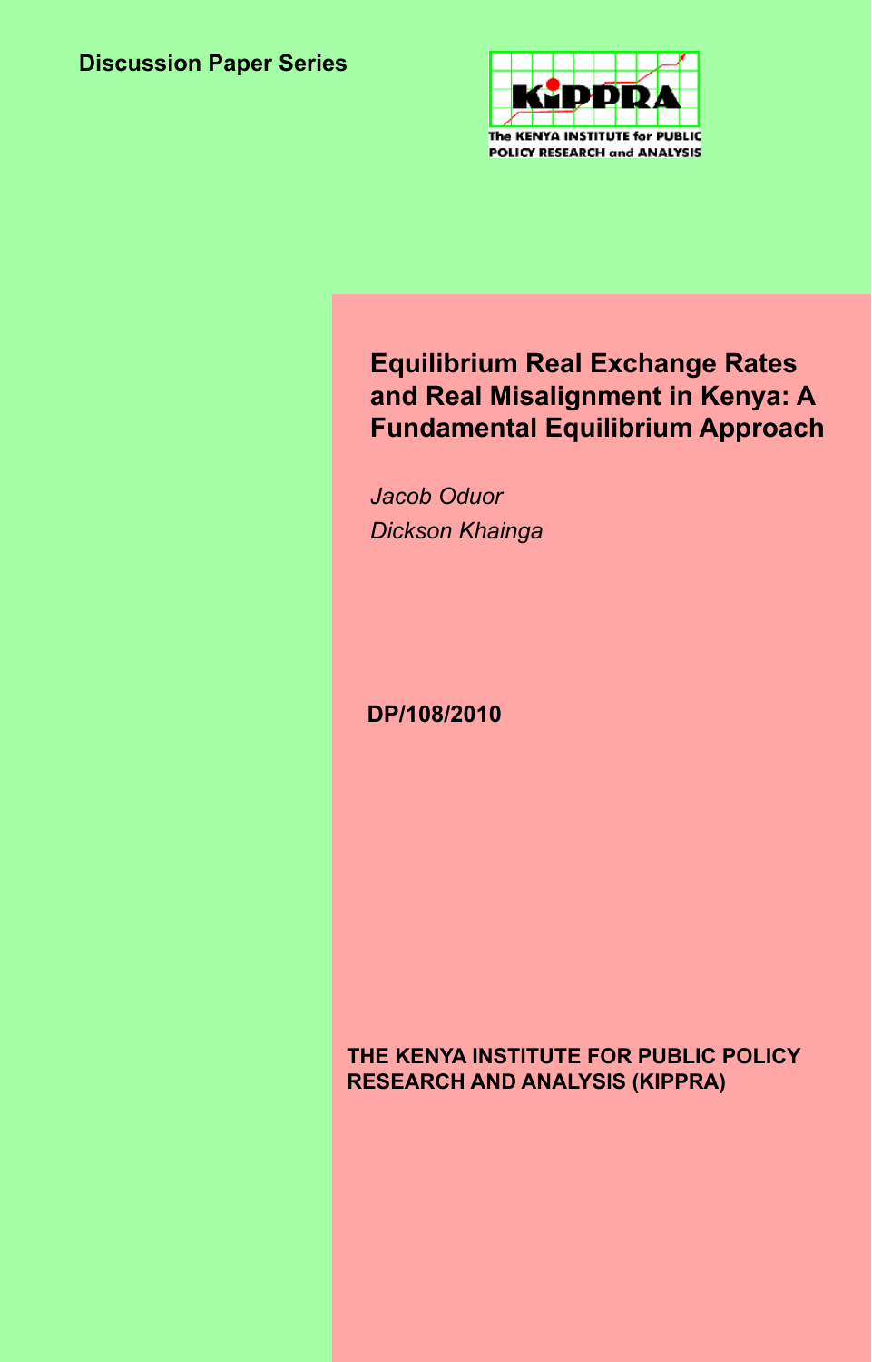Discussion Paper Series

The KENYA INSTITUTE for PUBLIC POLICY RESEARCH and ANALYSIS

# Equilibrium Real Exchange Rates and Real Misalignment in Kenya: A Fundamental Equilibrium Approach

*Jacob Oduor*

*Dickson Khainga*

**DP/108/2010**

**THE KENYA INSTITUTE FOR PUBLIC POLICY RESEARCH AND ANALYSIS (KIPPRA)**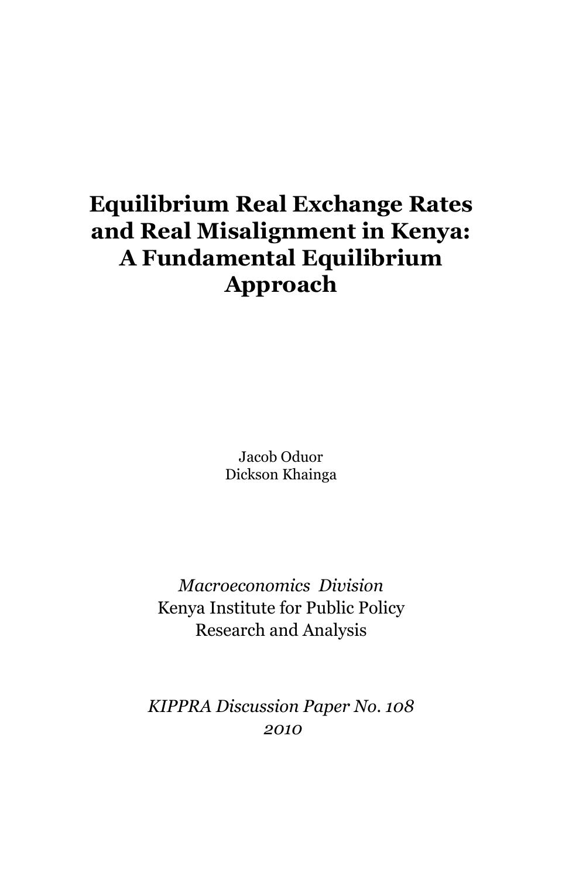# Equilibrium Real Exchange Rates and Real Misalignment in Kenya: A Fundamental Equilibrium Approach

Jacob Oduor
Dickson Khainga

*Macroeconomics Division*
Kenya Institute for Public Policy Research and Analysis

*KIPPRA Discussion Paper No. 108*
*2010*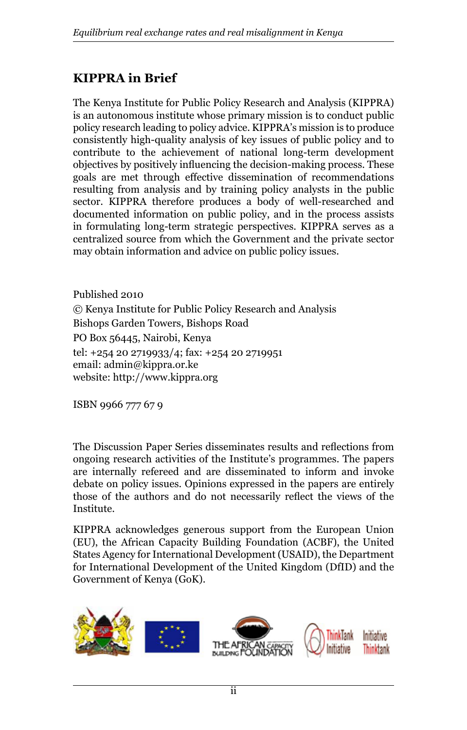## KIPPRA in Brief

The Kenya Institute for Public Policy Research and Analysis (KIPPRA) is an autonomous institute whose primary mission is to conduct public policy research leading to policy advice. KIPPRA's mission is to produce consistently high-quality analysis of key issues of public policy and to contribute to the achievement of national long-term development objectives by positively influencing the decision-making process. These goals are met through effective dissemination of recommendations resulting from analysis and by training policy analysts in the public sector. KIPPRA therefore produces a body of well-researched and documented information on public policy, and in the process assists in formulating long-term strategic perspectives. KIPPRA serves as a centralized source from which the Government and the private sector may obtain information and advice on public policy issues.

Published 2010

© Kenya Institute for Public Policy Research and Analysis
Bishops Garden Towers, Bishops Road
PO Box 56445, Nairobi, Kenya
tel: +254 20 2719933/4; fax: +254 20 2719951
email: admin@kippra.or.ke
website: http://www.kippra.org

ISBN 9966 777 67 9

The Discussion Paper Series disseminates results and reflections from ongoing research activities of the Institute's programmes. The papers are internally refereed and are disseminated to inform and invoke debate on policy issues. Opinions expressed in the papers are entirely those of the authors and do not necessarily reflect the views of the Institute.

KIPPRA acknowledges generous support from the European Union (EU), the African Capacity Building Foundation (ACBF), the United States Agency for International Development (USAID), the Department for International Development of the United Kingdom (DfID) and the Government of Kenya (GoK).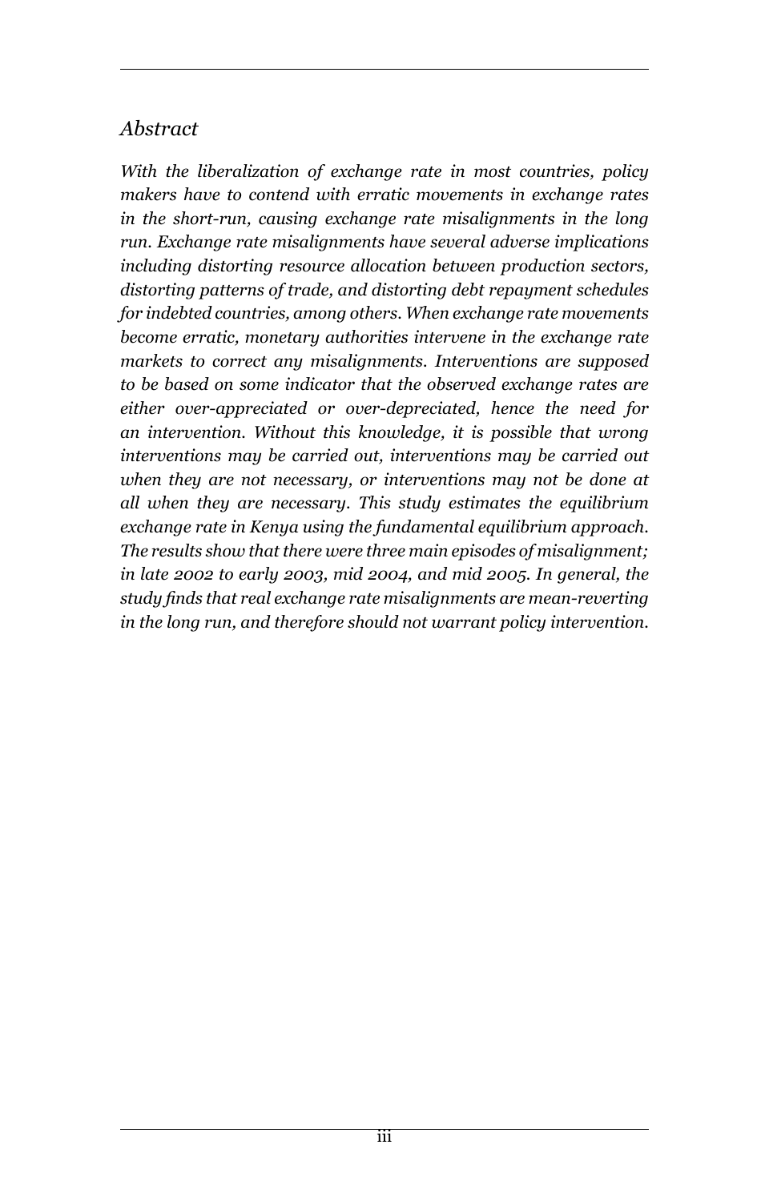## *Abstract*

*With the liberalization of exchange rate in most countries, policy makers have to contend with erratic movements in exchange rates in the short-run, causing exchange rate misalignments in the long run. Exchange rate misalignments have several adverse implications including distorting resource allocation between production sectors, distorting patterns of trade, and distorting debt repayment schedules for indebted countries, among others. When exchange rate movements become erratic, monetary authorities intervene in the exchange rate markets to correct any misalignments. Interventions are supposed to be based on some indicator that the observed exchange rates are either over-appreciated or over-depreciated, hence the need for an intervention. Without this knowledge, it is possible that wrong interventions may be carried out, interventions may be carried out when they are not necessary, or interventions may not be done at all when they are necessary. This study estimates the equilibrium exchange rate in Kenya using the fundamental equilibrium approach. The results show that there were three main episodes of misalignment; in late 2002 to early 2003, mid 2004, and mid 2005. In general, the study finds that real exchange rate misalignments are mean-reverting in the long run, and therefore should not warrant policy intervention.*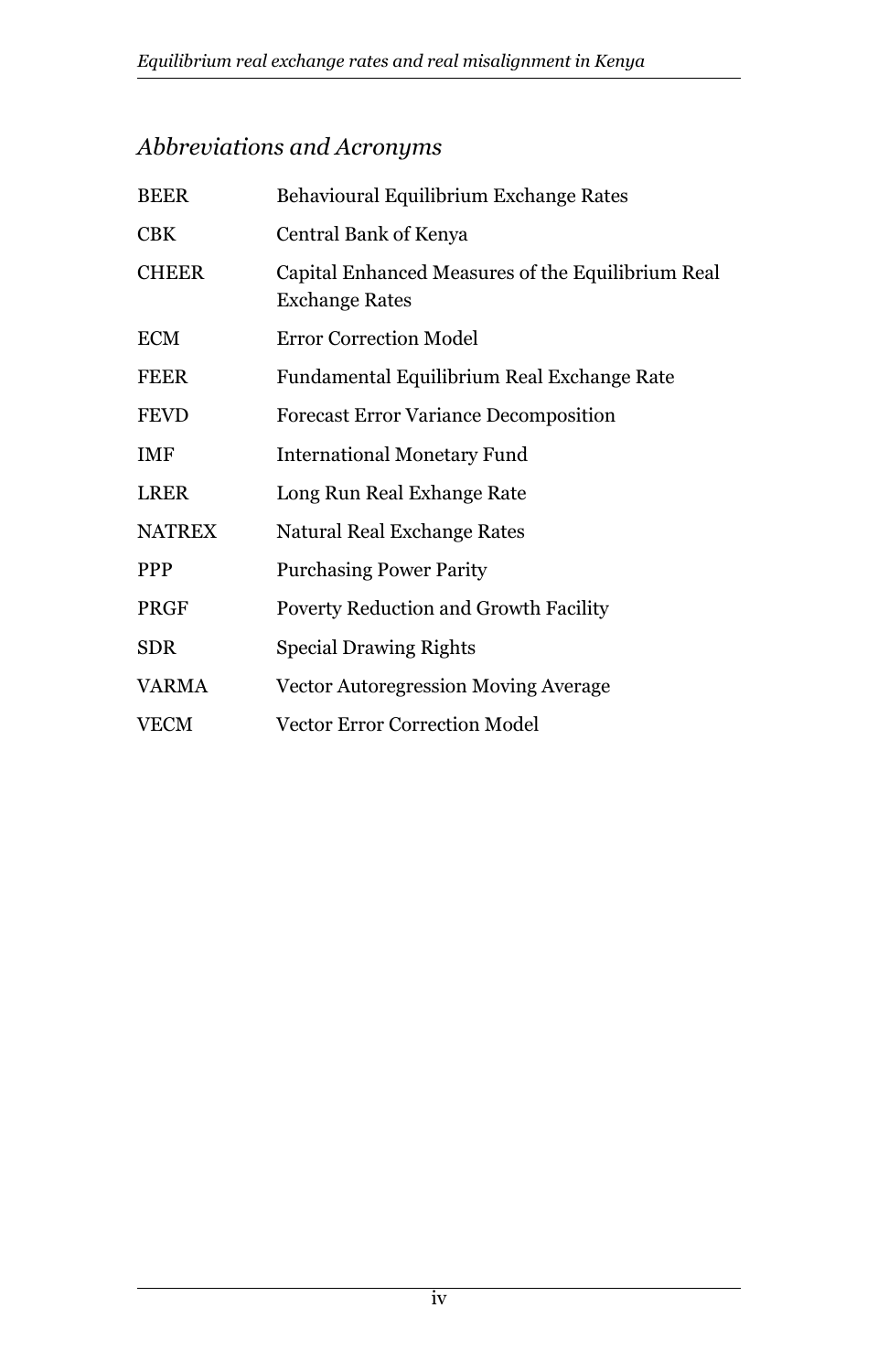## *Abbreviations and Acronyms*

| | |
|---|---|
| BEER | Behavioural Equilibrium Exchange Rates |
| CBK | Central Bank of Kenya |
| CHEER | Capital Enhanced Measures of the Equilibrium Real Exchange Rates |
| ECM | Error Correction Model |
| FEER | Fundamental Equilibrium Real Exchange Rate |
| FEVD | Forecast Error Variance Decomposition |
| IMF | International Monetary Fund |
| LRER | Long Run Real Exhange Rate |
| NATREX | Natural Real Exchange Rates |
| PPP | Purchasing Power Parity |
| PRGF | Poverty Reduction and Growth Facility |
| SDR | Special Drawing Rights |
| VARMA | Vector Autoregression Moving Average |
| VECM | Vector Error Correction Model |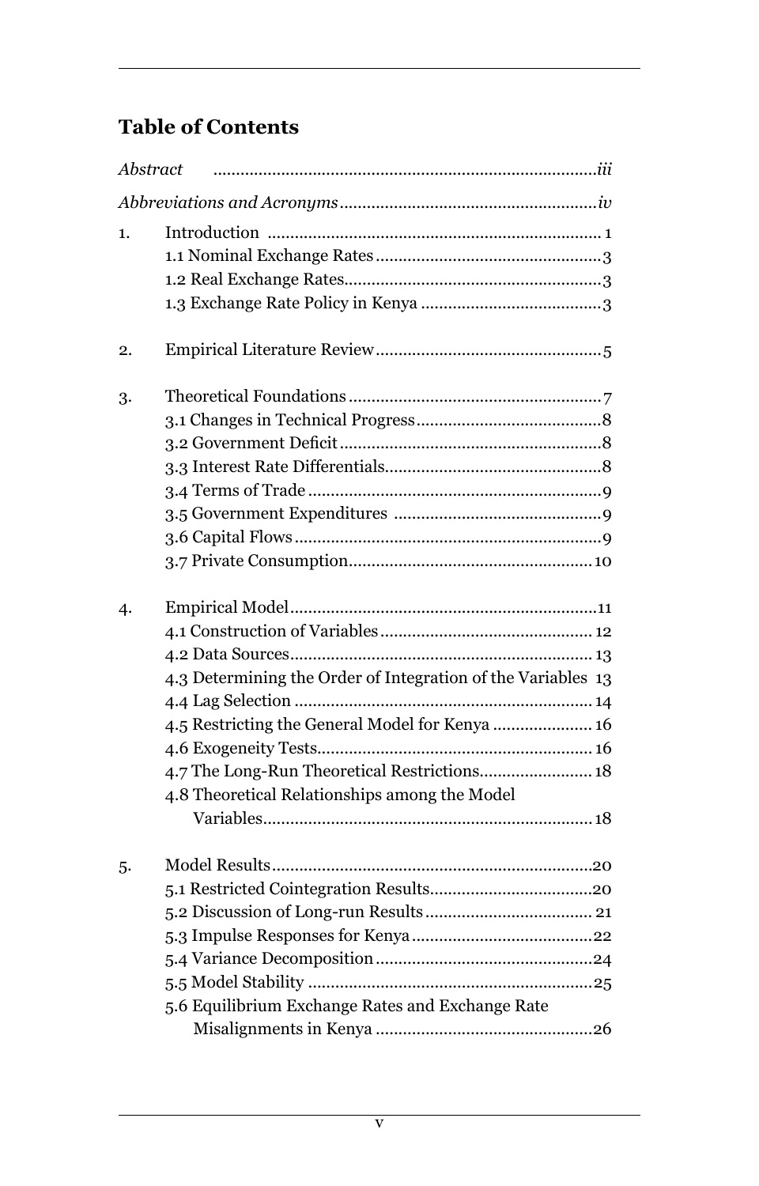## Table of Contents

*Abstract* ....................................................................................*iii*

*Abbreviations and Acronyms*........................................................*iv*

1. Introduction ........................................................................ 1
    - 1.1 Nominal Exchange Rates.................................................3
    - 1.2 Real Exchange Rates........................................................3
    - 1.3 Exchange Rate Policy in Kenya .......................................3

2. Empirical Literature Review.................................................5

3. Theoretical Foundations .......................................................7
    - 3.1 Changes in Technical Progress........................................8
    - 3.2 Government Deficit .........................................................8
    - 3.3 Interest Rate Differentials...............................................8
    - 3.4 Terms of Trade ................................................................9
    - 3.5 Government Expenditures .............................................9
    - 3.6 Capital Flows ...................................................................9
    - 3.7 Private Consumption......................................................10

4. Empirical Model...................................................................11
    - 4.1 Construction of Variables ............................................... 12
    - 4.2 Data Sources.................................................................. 13
    - 4.3 Determining the Order of Integration of the Variables 13
    - 4.4 Lag Selection ................................................................. 14
    - 4.5 Restricting the General Model for Kenya ...................... 16
    - 4.6 Exogeneity Tests............................................................ 16
    - 4.7 The Long-Run Theoretical Restrictions......................... 18
    - 4.8 Theoretical Relationships among the Model Variables........................................................................ 18

5. Model Results......................................................................20
    - 5.1 Restricted Cointegration Results...................................20
    - 5.2 Discussion of Long-run Results ..................................... 21
    - 5.3 Impulse Responses for Kenya........................................22
    - 5.4 Variance Decomposition ...............................................24
    - 5.5 Model Stability ..............................................................25
    - 5.6 Equilibrium Exchange Rates and Exchange Rate Misalignments in Kenya ...............................................26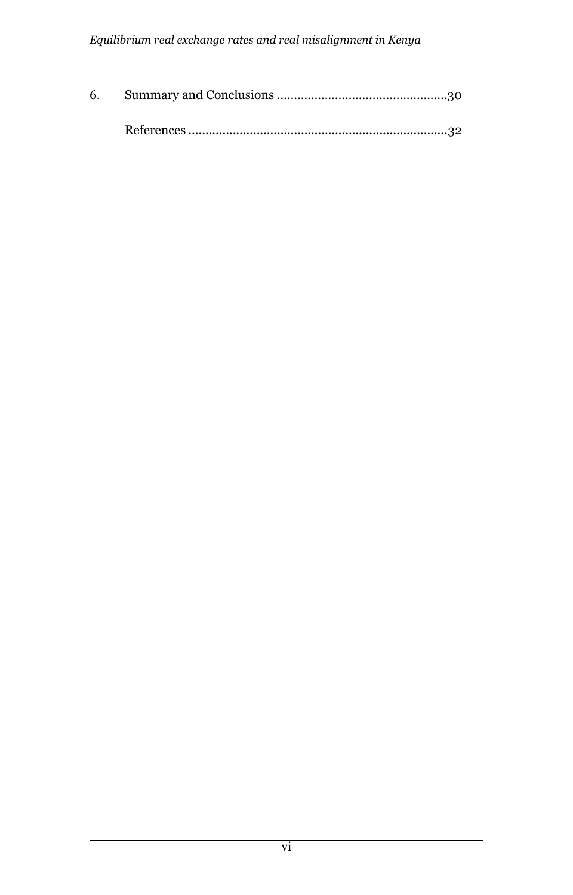6. Summary and Conclusions ..................................................30

References ..........................................................................32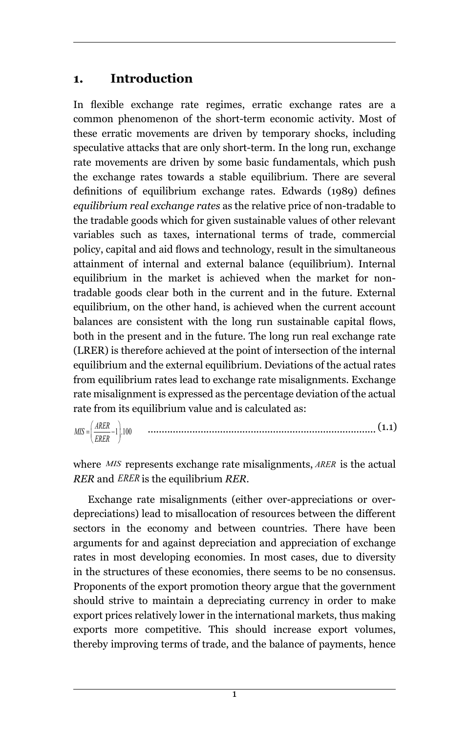## 1. Introduction

In flexible exchange rate regimes, erratic exchange rates are a common phenomenon of the short-term economic activity. Most of these erratic movements are driven by temporary shocks, including speculative attacks that are only short-term. In the long run, exchange rate movements are driven by some basic fundamentals, which push the exchange rates towards a stable equilibrium. There are several definitions of equilibrium exchange rates. Edwards (1989) defines *equilibrium real exchange rates* as the relative price of non-tradable to the tradable goods which for given sustainable values of other relevant variables such as taxes, international terms of trade, commercial policy, capital and aid flows and technology, result in the simultaneous attainment of internal and external balance (equilibrium). Internal equilibrium in the market is achieved when the market for non-tradable goods clear both in the current and in the future. External equilibrium, on the other hand, is achieved when the current account balances are consistent with the long run sustainable capital flows, both in the present and in the future. The long run real exchange rate (LRER) is therefore achieved at the point of intersection of the internal equilibrium and the external equilibrium. Deviations of the actual rates from equilibrium rates lead to exchange rate misalignments. Exchange rate misalignment is expressed as the percentage deviation of the actual rate from its equilibrium value and is calculated as:

$$MIS = \left(\frac{ARER}{ERER} - 1\right).100 \qquad (1.1)$$

where $MIS$ represents exchange rate misalignments, $ARER$ is the actual *RER* and $ERER$ is the equilibrium *RER*.

Exchange rate misalignments (either over-appreciations or over-depreciations) lead to misallocation of resources between the different sectors in the economy and between countries. There have been arguments for and against depreciation and appreciation of exchange rates in most developing economies. In most cases, due to diversity in the structures of these economies, there seems to be no consensus. Proponents of the export promotion theory argue that the government should strive to maintain a depreciating currency in order to make export prices relatively lower in the international markets, thus making exports more competitive. This should increase export volumes, thereby improving terms of trade, and the balance of payments, hence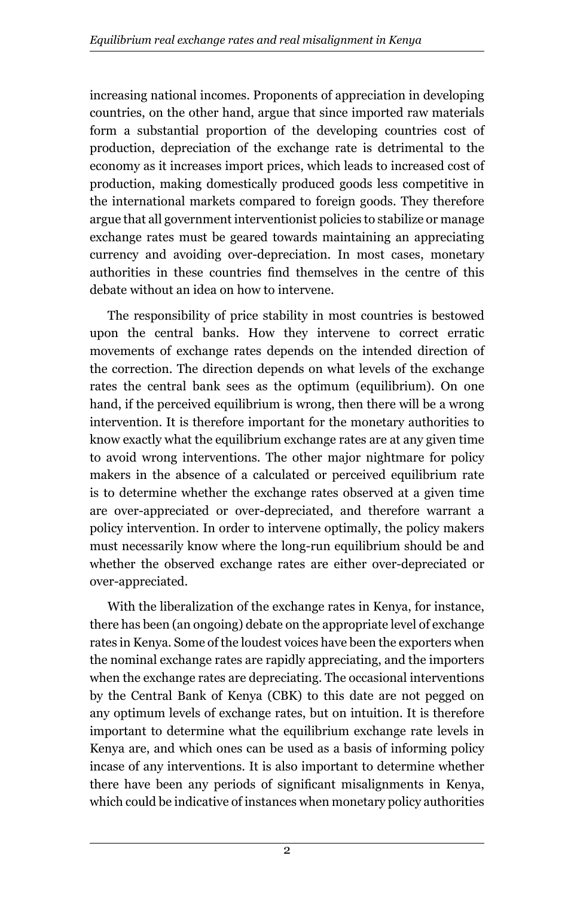increasing national incomes. Proponents of appreciation in developing countries, on the other hand, argue that since imported raw materials form a substantial proportion of the developing countries cost of production, depreciation of the exchange rate is detrimental to the economy as it increases import prices, which leads to increased cost of production, making domestically produced goods less competitive in the international markets compared to foreign goods. They therefore argue that all government interventionist policies to stabilize or manage exchange rates must be geared towards maintaining an appreciating currency and avoiding over-depreciation. In most cases, monetary authorities in these countries find themselves in the centre of this debate without an idea on how to intervene.

The responsibility of price stability in most countries is bestowed upon the central banks. How they intervene to correct erratic movements of exchange rates depends on the intended direction of the correction. The direction depends on what levels of the exchange rates the central bank sees as the optimum (equilibrium). On one hand, if the perceived equilibrium is wrong, then there will be a wrong intervention. It is therefore important for the monetary authorities to know exactly what the equilibrium exchange rates are at any given time to avoid wrong interventions. The other major nightmare for policy makers in the absence of a calculated or perceived equilibrium rate is to determine whether the exchange rates observed at a given time are over-appreciated or over-depreciated, and therefore warrant a policy intervention. In order to intervene optimally, the policy makers must necessarily know where the long-run equilibrium should be and whether the observed exchange rates are either over-depreciated or over-appreciated.

With the liberalization of the exchange rates in Kenya, for instance, there has been (an ongoing) debate on the appropriate level of exchange rates in Kenya. Some of the loudest voices have been the exporters when the nominal exchange rates are rapidly appreciating, and the importers when the exchange rates are depreciating. The occasional interventions by the Central Bank of Kenya (CBK) to this date are not pegged on any optimum levels of exchange rates, but on intuition. It is therefore important to determine what the equilibrium exchange rate levels in Kenya are, and which ones can be used as a basis of informing policy incase of any interventions. It is also important to determine whether there have been any periods of significant misalignments in Kenya, which could be indicative of instances when monetary policy authorities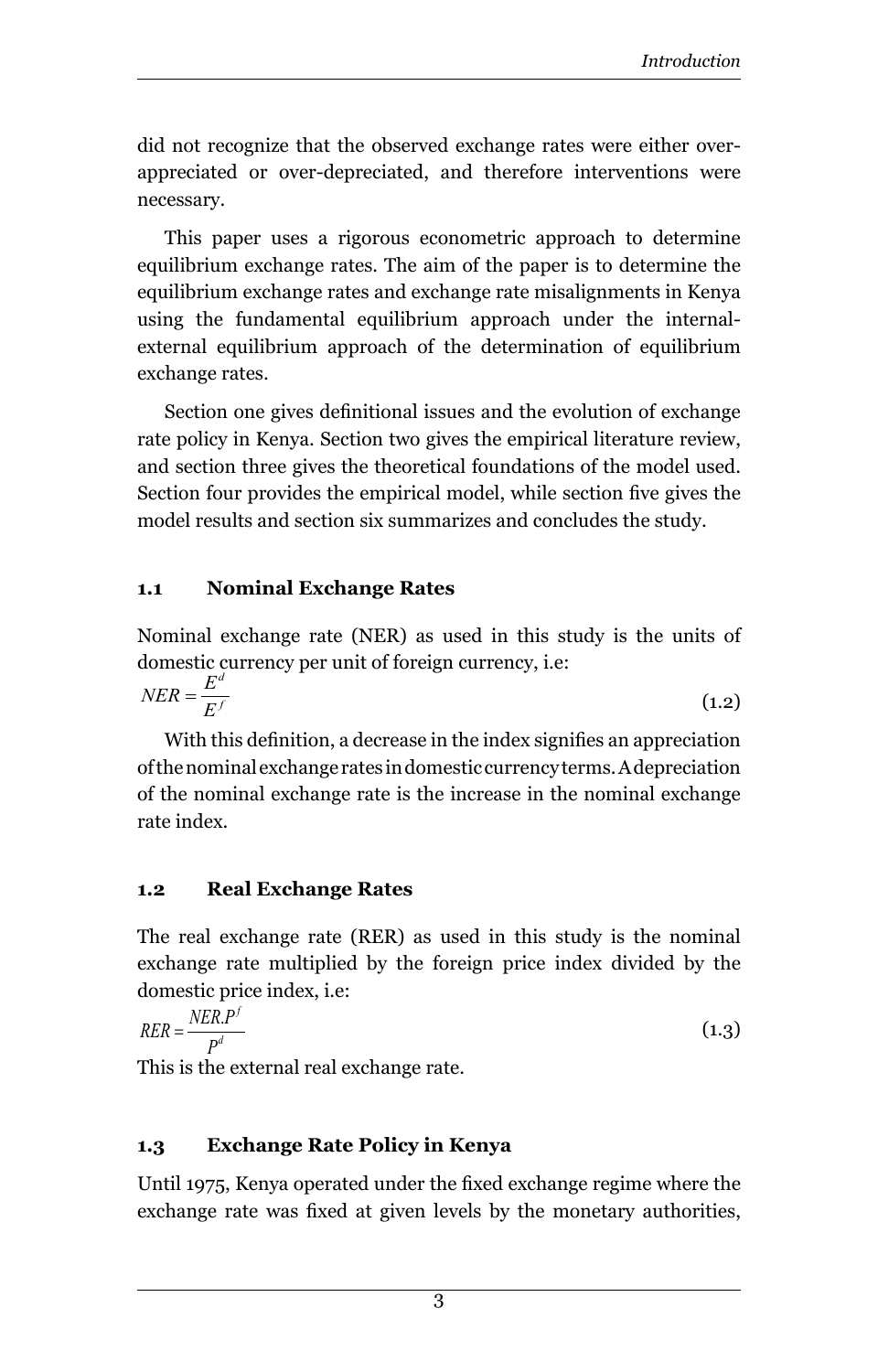did not recognize that the observed exchange rates were either over-appreciated or over-depreciated, and therefore interventions were necessary.

This paper uses a rigorous econometric approach to determine equilibrium exchange rates. The aim of the paper is to determine the equilibrium exchange rates and exchange rate misalignments in Kenya using the fundamental equilibrium approach under the internal-external equilibrium approach of the determination of equilibrium exchange rates.

Section one gives definitional issues and the evolution of exchange rate policy in Kenya. Section two gives the empirical literature review, and section three gives the theoretical foundations of the model used. Section four provides the empirical model, while section five gives the model results and section six summarizes and concludes the study.

### 1.1 Nominal Exchange Rates

Nominal exchange rate (NER) as used in this study is the units of domestic currency per unit of foreign currency, i.e:

$$NER = \frac{E^d}{E^f} \tag{1.2}$$

With this definition, a decrease in the index signifies an appreciation of the nominal exchange rates in domestic currency terms. A depreciation of the nominal exchange rate is the increase in the nominal exchange rate index.

### 1.2 Real Exchange Rates

The real exchange rate (RER) as used in this study is the nominal exchange rate multiplied by the foreign price index divided by the domestic price index, i.e:

$$RER = \frac{NER.P^f}{P^d} \tag{1.3}$$

This is the external real exchange rate.

### 1.3 Exchange Rate Policy in Kenya

Until 1975, Kenya operated under the fixed exchange regime where the exchange rate was fixed at given levels by the monetary authorities,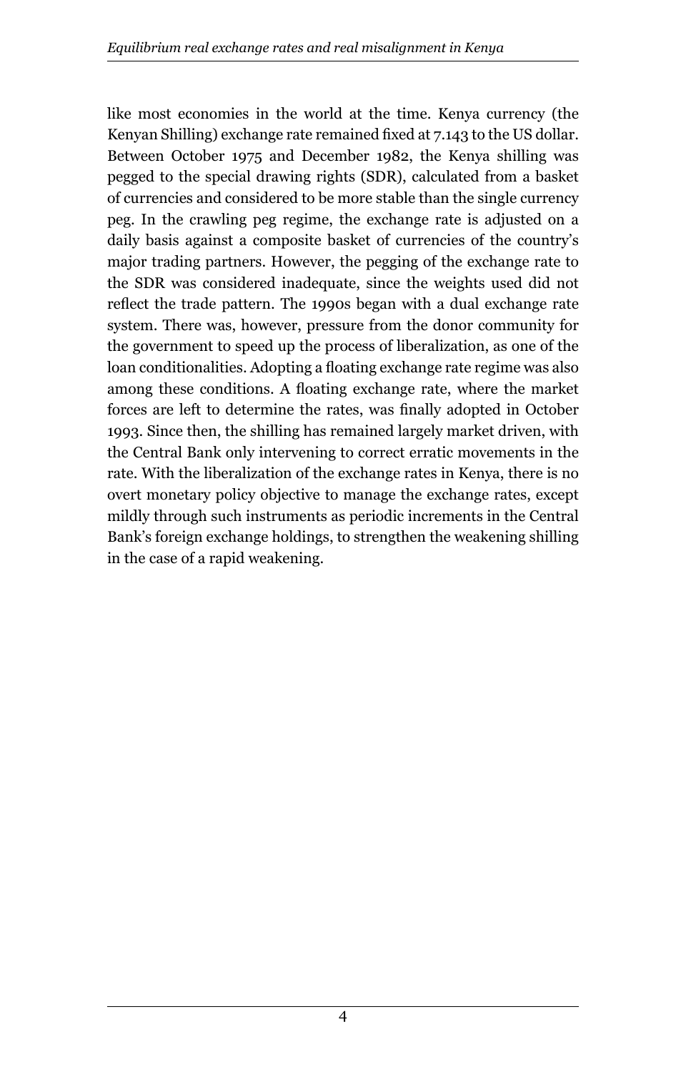like most economies in the world at the time. Kenya currency (the Kenyan Shilling) exchange rate remained fixed at 7.143 to the US dollar. Between October 1975 and December 1982, the Kenya shilling was pegged to the special drawing rights (SDR), calculated from a basket of currencies and considered to be more stable than the single currency peg. In the crawling peg regime, the exchange rate is adjusted on a daily basis against a composite basket of currencies of the country's major trading partners. However, the pegging of the exchange rate to the SDR was considered inadequate, since the weights used did not reflect the trade pattern. The 1990s began with a dual exchange rate system. There was, however, pressure from the donor community for the government to speed up the process of liberalization, as one of the loan conditionalities. Adopting a floating exchange rate regime was also among these conditions. A floating exchange rate, where the market forces are left to determine the rates, was finally adopted in October 1993. Since then, the shilling has remained largely market driven, with the Central Bank only intervening to correct erratic movements in the rate. With the liberalization of the exchange rates in Kenya, there is no overt monetary policy objective to manage the exchange rates, except mildly through such instruments as periodic increments in the Central Bank's foreign exchange holdings, to strengthen the weakening shilling in the case of a rapid weakening.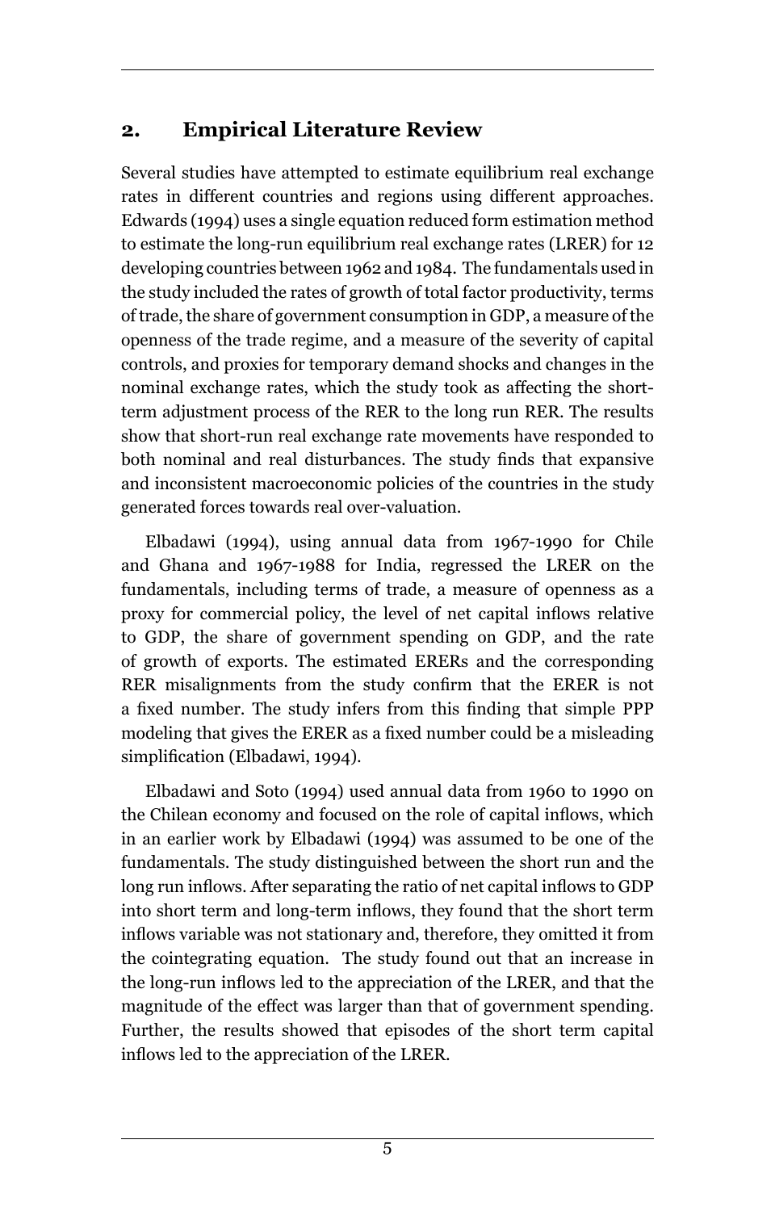## 2. Empirical Literature Review

Several studies have attempted to estimate equilibrium real exchange rates in different countries and regions using different approaches. Edwards (1994) uses a single equation reduced form estimation method to estimate the long-run equilibrium real exchange rates (LRER) for 12 developing countries between 1962 and 1984. The fundamentals used in the study included the rates of growth of total factor productivity, terms of trade, the share of government consumption in GDP, a measure of the openness of the trade regime, and a measure of the severity of capital controls, and proxies for temporary demand shocks and changes in the nominal exchange rates, which the study took as affecting the short-term adjustment process of the RER to the long run RER. The results show that short-run real exchange rate movements have responded to both nominal and real disturbances. The study finds that expansive and inconsistent macroeconomic policies of the countries in the study generated forces towards real over-valuation.

Elbadawi (1994), using annual data from 1967-1990 for Chile and Ghana and 1967-1988 for India, regressed the LRER on the fundamentals, including terms of trade, a measure of openness as a proxy for commercial policy, the level of net capital inflows relative to GDP, the share of government spending on GDP, and the rate of growth of exports. The estimated ERERs and the corresponding RER misalignments from the study confirm that the ERER is not a fixed number. The study infers from this finding that simple PPP modeling that gives the ERER as a fixed number could be a misleading simplification (Elbadawi, 1994).

Elbadawi and Soto (1994) used annual data from 1960 to 1990 on the Chilean economy and focused on the role of capital inflows, which in an earlier work by Elbadawi (1994) was assumed to be one of the fundamentals. The study distinguished between the short run and the long run inflows. After separating the ratio of net capital inflows to GDP into short term and long-term inflows, they found that the short term inflows variable was not stationary and, therefore, they omitted it from the cointegrating equation. The study found out that an increase in the long-run inflows led to the appreciation of the LRER, and that the magnitude of the effect was larger than that of government spending. Further, the results showed that episodes of the short term capital inflows led to the appreciation of the LRER.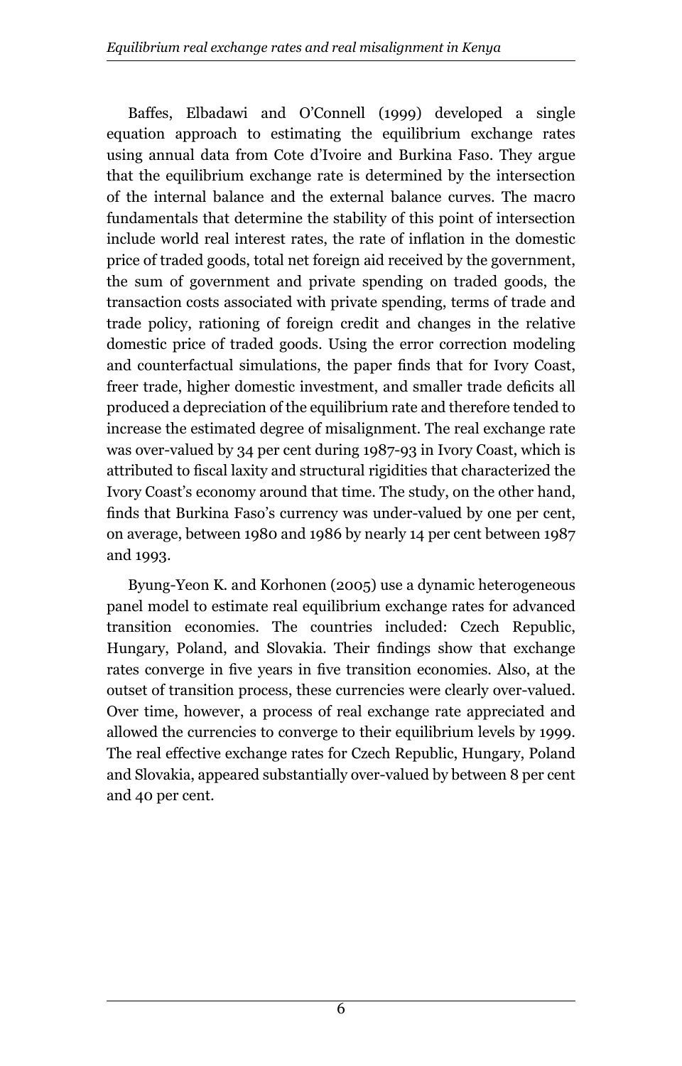Baffes, Elbadawi and O'Connell (1999) developed a single equation approach to estimating the equilibrium exchange rates using annual data from Cote d'Ivoire and Burkina Faso. They argue that the equilibrium exchange rate is determined by the intersection of the internal balance and the external balance curves. The macro fundamentals that determine the stability of this point of intersection include world real interest rates, the rate of inflation in the domestic price of traded goods, total net foreign aid received by the government, the sum of government and private spending on traded goods, the transaction costs associated with private spending, terms of trade and trade policy, rationing of foreign credit and changes in the relative domestic price of traded goods. Using the error correction modeling and counterfactual simulations, the paper finds that for Ivory Coast, freer trade, higher domestic investment, and smaller trade deficits all produced a depreciation of the equilibrium rate and therefore tended to increase the estimated degree of misalignment. The real exchange rate was over-valued by 34 per cent during 1987-93 in Ivory Coast, which is attributed to fiscal laxity and structural rigidities that characterized the Ivory Coast's economy around that time. The study, on the other hand, finds that Burkina Faso's currency was under-valued by one per cent, on average, between 1980 and 1986 by nearly 14 per cent between 1987 and 1993.

Byung-Yeon K. and Korhonen (2005) use a dynamic heterogeneous panel model to estimate real equilibrium exchange rates for advanced transition economies. The countries included: Czech Republic, Hungary, Poland, and Slovakia. Their findings show that exchange rates converge in five years in five transition economies. Also, at the outset of transition process, these currencies were clearly over-valued. Over time, however, a process of real exchange rate appreciated and allowed the currencies to converge to their equilibrium levels by 1999. The real effective exchange rates for Czech Republic, Hungary, Poland and Slovakia, appeared substantially over-valued by between 8 per cent and 40 per cent.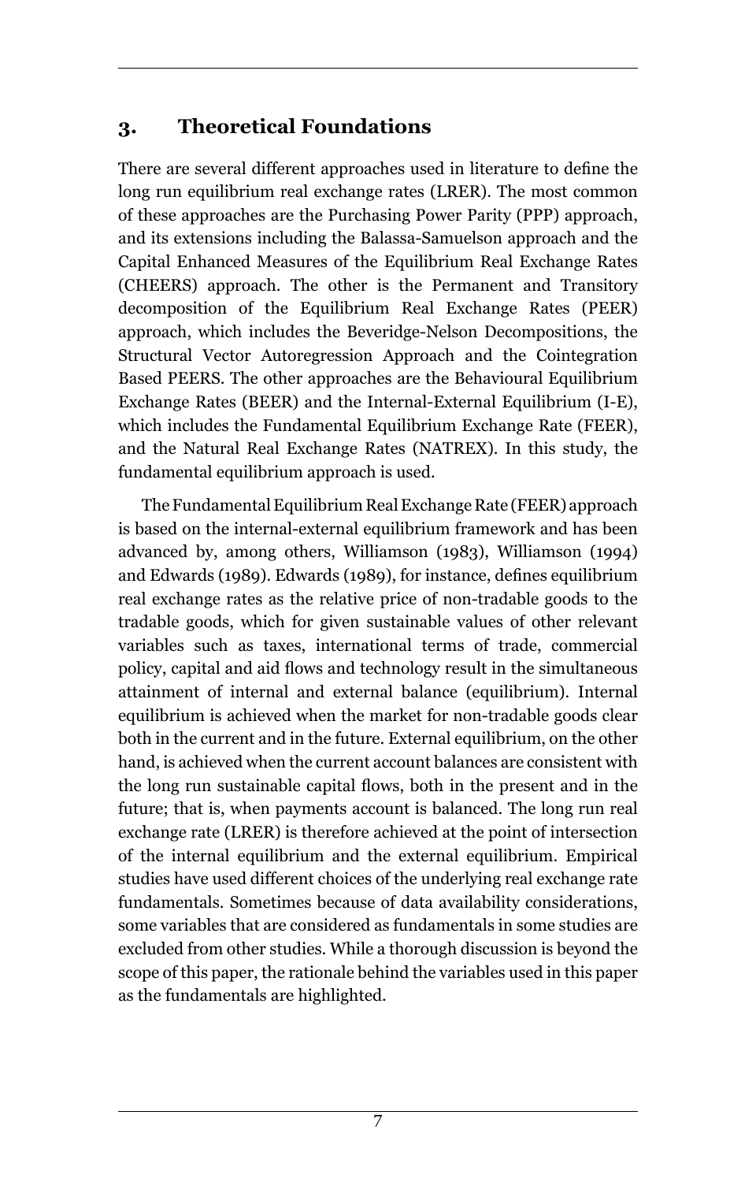## 3. Theoretical Foundations

There are several different approaches used in literature to define the long run equilibrium real exchange rates (LRER). The most common of these approaches are the Purchasing Power Parity (PPP) approach, and its extensions including the Balassa-Samuelson approach and the Capital Enhanced Measures of the Equilibrium Real Exchange Rates (CHEERS) approach. The other is the Permanent and Transitory decomposition of the Equilibrium Real Exchange Rates (PEER) approach, which includes the Beveridge-Nelson Decompositions, the Structural Vector Autoregression Approach and the Cointegration Based PEERS. The other approaches are the Behavioural Equilibrium Exchange Rates (BEER) and the Internal-External Equilibrium (I-E), which includes the Fundamental Equilibrium Exchange Rate (FEER), and the Natural Real Exchange Rates (NATREX). In this study, the fundamental equilibrium approach is used.

The Fundamental Equilibrium Real Exchange Rate (FEER) approach is based on the internal-external equilibrium framework and has been advanced by, among others, Williamson (1983), Williamson (1994) and Edwards (1989). Edwards (1989), for instance, defines equilibrium real exchange rates as the relative price of non-tradable goods to the tradable goods, which for given sustainable values of other relevant variables such as taxes, international terms of trade, commercial policy, capital and aid flows and technology result in the simultaneous attainment of internal and external balance (equilibrium). Internal equilibrium is achieved when the market for non-tradable goods clear both in the current and in the future. External equilibrium, on the other hand, is achieved when the current account balances are consistent with the long run sustainable capital flows, both in the present and in the future; that is, when payments account is balanced. The long run real exchange rate (LRER) is therefore achieved at the point of intersection of the internal equilibrium and the external equilibrium. Empirical studies have used different choices of the underlying real exchange rate fundamentals. Sometimes because of data availability considerations, some variables that are considered as fundamentals in some studies are excluded from other studies. While a thorough discussion is beyond the scope of this paper, the rationale behind the variables used in this paper as the fundamentals are highlighted.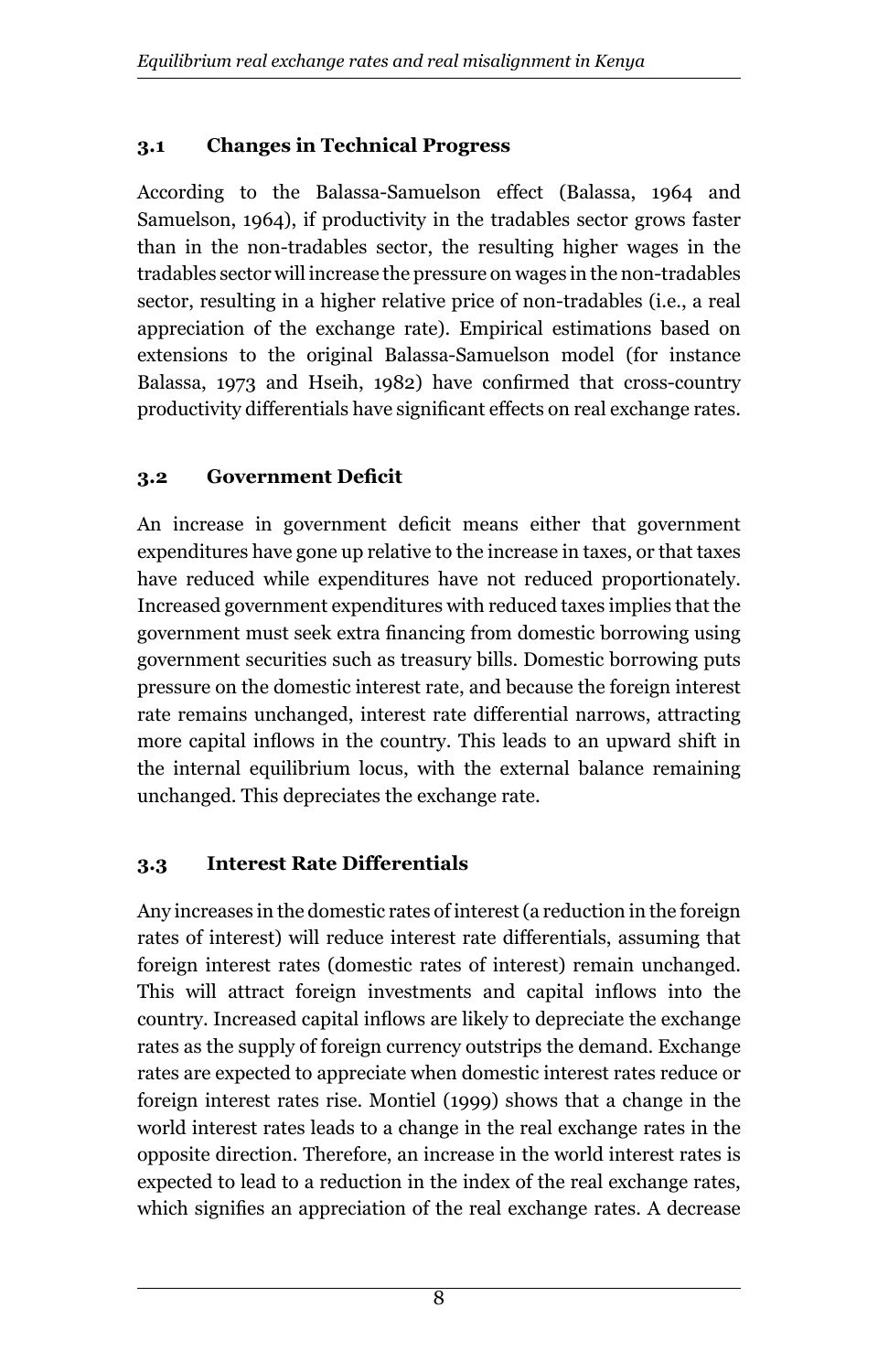### 3.1 Changes in Technical Progress

According to the Balassa-Samuelson effect (Balassa, 1964 and Samuelson, 1964), if productivity in the tradables sector grows faster than in the non-tradables sector, the resulting higher wages in the tradables sector will increase the pressure on wages in the non-tradables sector, resulting in a higher relative price of non-tradables (i.e., a real appreciation of the exchange rate). Empirical estimations based on extensions to the original Balassa-Samuelson model (for instance Balassa, 1973 and Hseih, 1982) have confirmed that cross-country productivity differentials have significant effects on real exchange rates.

### 3.2 Government Deficit

An increase in government deficit means either that government expenditures have gone up relative to the increase in taxes, or that taxes have reduced while expenditures have not reduced proportionately. Increased government expenditures with reduced taxes implies that the government must seek extra financing from domestic borrowing using government securities such as treasury bills. Domestic borrowing puts pressure on the domestic interest rate, and because the foreign interest rate remains unchanged, interest rate differential narrows, attracting more capital inflows in the country. This leads to an upward shift in the internal equilibrium locus, with the external balance remaining unchanged. This depreciates the exchange rate.

### 3.3 Interest Rate Differentials

Any increases in the domestic rates of interest (a reduction in the foreign rates of interest) will reduce interest rate differentials, assuming that foreign interest rates (domestic rates of interest) remain unchanged. This will attract foreign investments and capital inflows into the country. Increased capital inflows are likely to depreciate the exchange rates as the supply of foreign currency outstrips the demand. Exchange rates are expected to appreciate when domestic interest rates reduce or foreign interest rates rise. Montiel (1999) shows that a change in the world interest rates leads to a change in the real exchange rates in the opposite direction. Therefore, an increase in the world interest rates is expected to lead to a reduction in the index of the real exchange rates, which signifies an appreciation of the real exchange rates. A decrease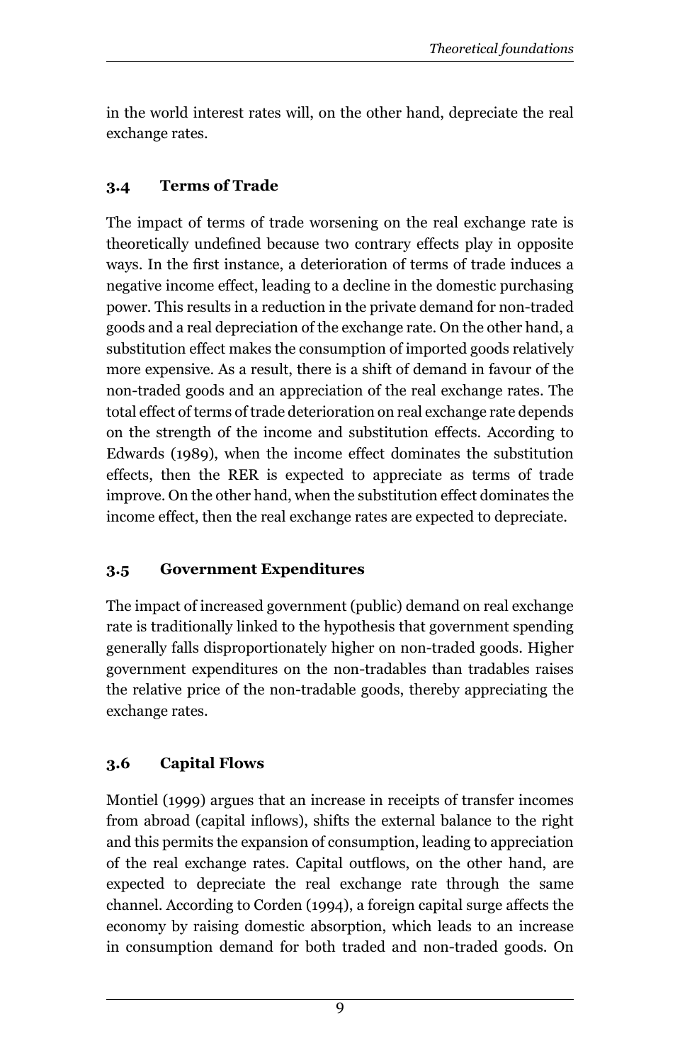in the world interest rates will, on the other hand, depreciate the real exchange rates.

### 3.4 Terms of Trade

The impact of terms of trade worsening on the real exchange rate is theoretically undefined because two contrary effects play in opposite ways. In the first instance, a deterioration of terms of trade induces a negative income effect, leading to a decline in the domestic purchasing power. This results in a reduction in the private demand for non-traded goods and a real depreciation of the exchange rate. On the other hand, a substitution effect makes the consumption of imported goods relatively more expensive. As a result, there is a shift of demand in favour of the non-traded goods and an appreciation of the real exchange rates. The total effect of terms of trade deterioration on real exchange rate depends on the strength of the income and substitution effects. According to Edwards (1989), when the income effect dominates the substitution effects, then the RER is expected to appreciate as terms of trade improve. On the other hand, when the substitution effect dominates the income effect, then the real exchange rates are expected to depreciate.

### 3.5 Government Expenditures

The impact of increased government (public) demand on real exchange rate is traditionally linked to the hypothesis that government spending generally falls disproportionately higher on non-traded goods. Higher government expenditures on the non-tradables than tradables raises the relative price of the non-tradable goods, thereby appreciating the exchange rates.

### 3.6 Capital Flows

Montiel (1999) argues that an increase in receipts of transfer incomes from abroad (capital inflows), shifts the external balance to the right and this permits the expansion of consumption, leading to appreciation of the real exchange rates. Capital outflows, on the other hand, are expected to depreciate the real exchange rate through the same channel. According to Corden (1994), a foreign capital surge affects the economy by raising domestic absorption, which leads to an increase in consumption demand for both traded and non-traded goods. On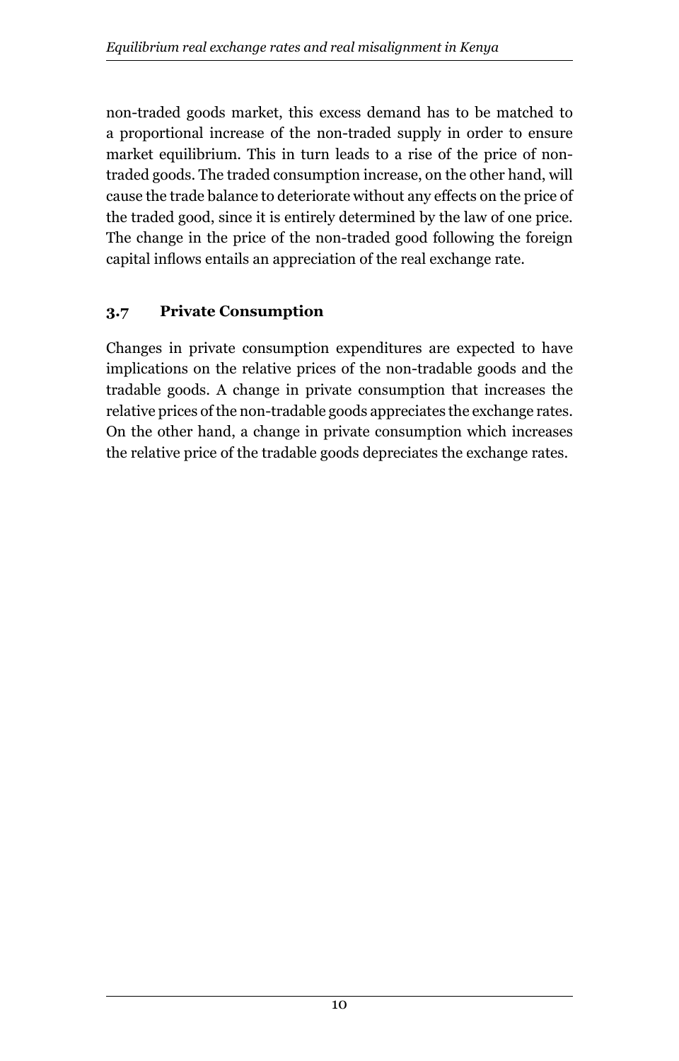non-traded goods market, this excess demand has to be matched to a proportional increase of the non-traded supply in order to ensure market equilibrium. This in turn leads to a rise of the price of non-traded goods. The traded consumption increase, on the other hand, will cause the trade balance to deteriorate without any effects on the price of the traded good, since it is entirely determined by the law of one price. The change in the price of the non-traded good following the foreign capital inflows entails an appreciation of the real exchange rate.

### 3.7 Private Consumption

Changes in private consumption expenditures are expected to have implications on the relative prices of the non-tradable goods and the tradable goods. A change in private consumption that increases the relative prices of the non-tradable goods appreciates the exchange rates. On the other hand, a change in private consumption which increases the relative price of the tradable goods depreciates the exchange rates.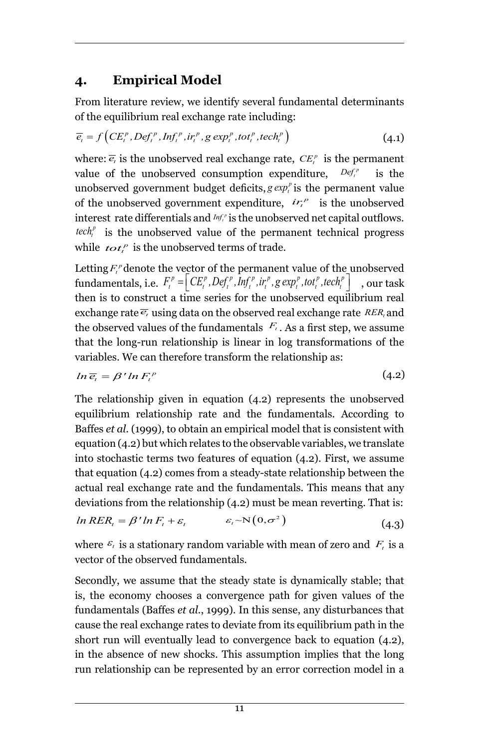## 4. Empirical Model

From literature review, we identify several fundamental determinants of the equilibrium real exchange rate including:

$$\overline{e}_t = f\left(CE_t^p, Def_t^p, Inf_t^p, ir_t^p, g\,exp_t^p, tot_t^p, tech_t^p\right) \tag{4.1}$$

where: $\overline{e}_t$ is the unobserved real exchange rate, $CE_t^p$ is the permanent value of the unobserved consumption expenditure, $Def_t^p$ is the unobserved government budget deficits, $g\,exp_t^p$ is the permanent value of the unobserved government expenditure, $ir_t^p$ is the unobserved interest rate differentials and $Inf_t^p$ is the unobserved net capital outflows. $tech_t^p$ is the unobserved value of the permanent technical progress while $tot_t^p$ is the unobserved terms of trade.

Letting $F_t^p$ denote the vector of the permanent value of the unobserved fundamentals, i.e. $F_t^p = \left[CE_t^p, Def_t^p, Inf_t^p, ir_t^p, g\,exp_t^p, tot_t^p, tech_t^p\right]$, our task then is to construct a time series for the unobserved equilibrium real exchange rate $\overline{e}_t$ using data on the observed real exchange rate $RER_t$ and the observed values of the fundamentals $F_t$. As a first step, we assume that the long-run relationship is linear in log transformations of the variables. We can therefore transform the relationship as:

$$ln\,\overline{e}_t = \beta'\,ln\,F_t^p \tag{4.2}$$

The relationship given in equation (4.2) represents the unobserved equilibrium relationship rate and the fundamentals. According to Baffes *et al.* (1999), to obtain an empirical model that is consistent with equation (4.2) but which relates to the observable variables, we translate into stochastic terms two features of equation (4.2). First, we assume that equation (4.2) comes from a steady-state relationship between the actual real exchange rate and the fundamentals. This means that any deviations from the relationship (4.2) must be mean reverting. That is:

$$ln\,RER_t = \beta'\,ln\,F_t + \varepsilon_t \qquad \varepsilon_t \sim N\left(0, \sigma^2\right) \tag{4.3}$$

where $\varepsilon_t$ is a stationary random variable with mean of zero and $F_t$ is a vector of the observed fundamentals.

Secondly, we assume that the steady state is dynamically stable; that is, the economy chooses a convergence path for given values of the fundamentals (Baffes *et al.*, 1999). In this sense, any disturbances that cause the real exchange rates to deviate from its equilibrium path in the short run will eventually lead to convergence back to equation (4.2), in the absence of new shocks. This assumption implies that the long run relationship can be represented by an error correction model in a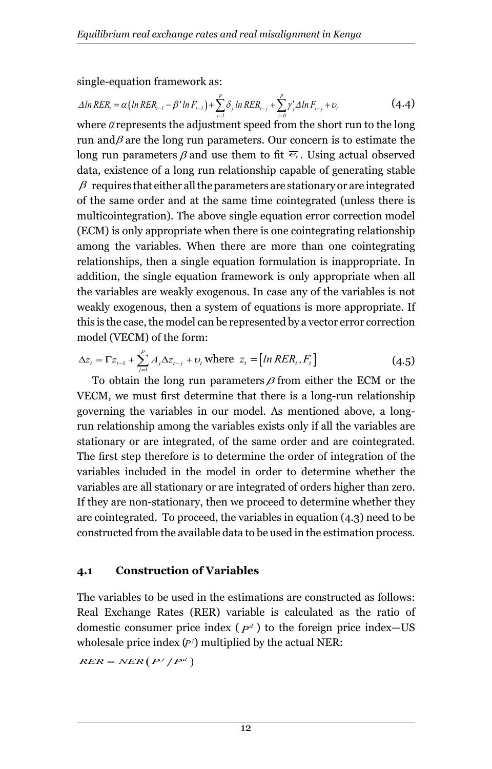single-equation framework as:

$$\Delta ln\, RER_t = \alpha\left(ln\, RER_{t-1} - \beta' ln\, F_{t-1}\right) + \sum_{i=1}^{p} \delta_j\, ln\, RER_{t-j} + \sum_{i=0}^{p} \gamma'_j \Delta ln\, F_{t-j} + \upsilon_t \tag{4.4}$$

where $\alpha$ represents the adjustment speed from the short run to the long run and $\beta$ are the long run parameters. Our concern is to estimate the long run parameters $\beta$ and use them to fit $\overline{e}_t$. Using actual observed data, existence of a long run relationship capable of generating stable $\beta$ requires that either all the parameters are stationary or are integrated of the same order and at the same time cointegrated (unless there is multicointegration). The above single equation error correction model (ECM) is only appropriate when there is one cointegrating relationship among the variables. When there are more than one cointegrating relationships, then a single equation formulation is inappropriate. In addition, the single equation framework is only appropriate when all the variables are weakly exogenous. In case any of the variables is not weakly exogenous, then a system of equations is more appropriate. If this is the case, the model can be represented by a vector error correction model (VECM) of the form:

$$\Delta z_t = \Gamma z_{t-1} + \sum_{j=1}^{p} A_j \Delta z_{t-j} + \upsilon_t \text{ where } z_t = \left[ln\, RER_t, F_t\right] \tag{4.5}$$

To obtain the long run parameters $\beta$ from either the ECM or the VECM, we must first determine that there is a long-run relationship governing the variables in our model. As mentioned above, a long-run relationship among the variables exists only if all the variables are stationary or are integrated, of the same order and are cointegrated. The first step therefore is to determine the order of integration of the variables included in the model in order to determine whether the variables are all stationary or are integrated of orders higher than zero. If they are non-stationary, then we proceed to determine whether they are cointegrated. To proceed, the variables in equation (4.3) need to be constructed from the available data to be used in the estimation process.

## 4.1 Construction of Variables

The variables to be used in the estimations are constructed as follows: Real Exchange Rates (RER) variable is calculated as the ratio of domestic consumer price index ($P^d$) to the foreign price index—US wholesale price index ($P^f$) multiplied by the actual NER:

$$RER = NER\left(P^f / P^d\right)$$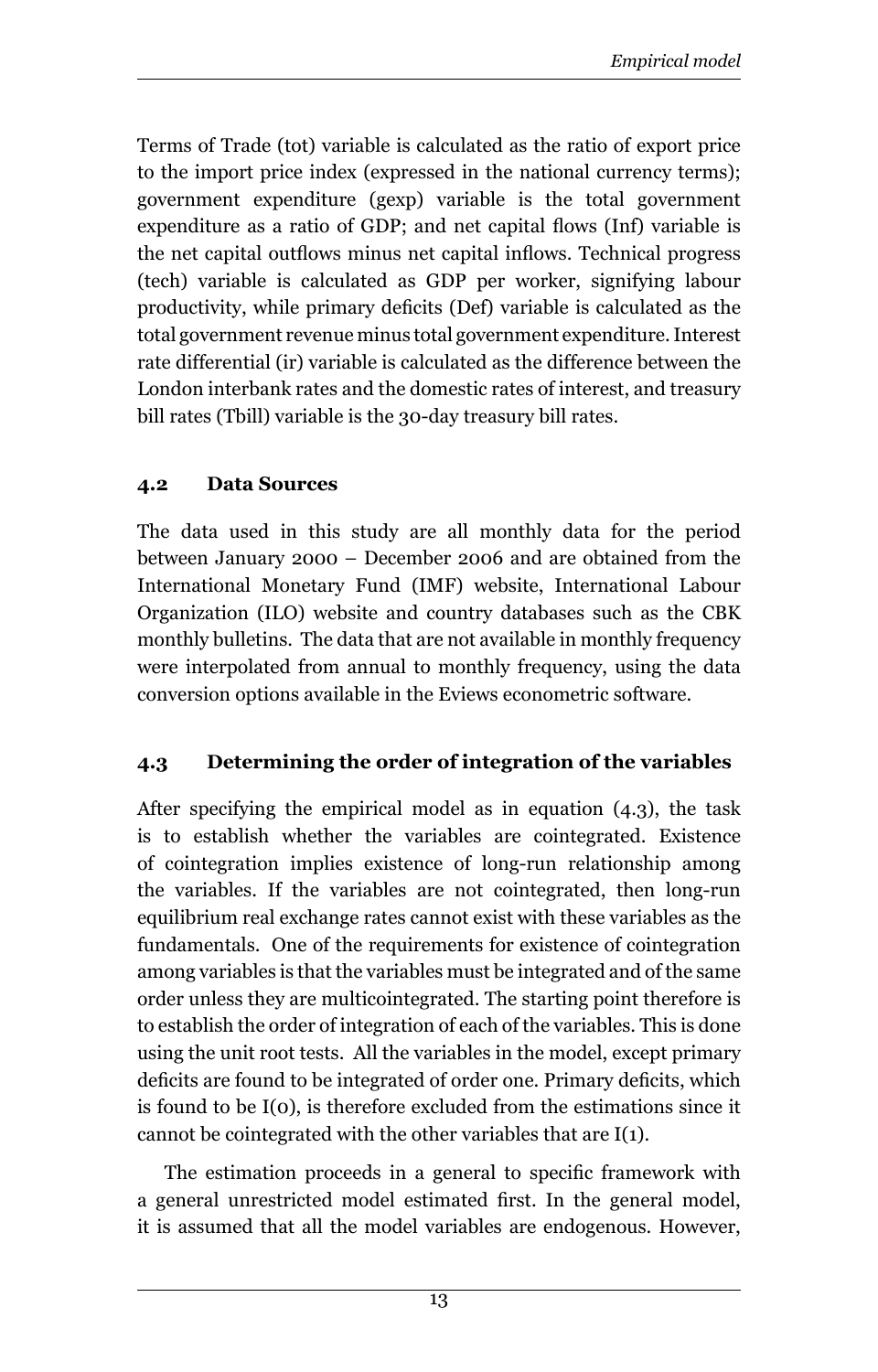Terms of Trade (tot) variable is calculated as the ratio of export price to the import price index (expressed in the national currency terms); government expenditure (gexp) variable is the total government expenditure as a ratio of GDP; and net capital flows (Inf) variable is the net capital outflows minus net capital inflows. Technical progress (tech) variable is calculated as GDP per worker, signifying labour productivity, while primary deficits (Def) variable is calculated as the total government revenue minus total government expenditure. Interest rate differential (ir) variable is calculated as the difference between the London interbank rates and the domestic rates of interest, and treasury bill rates (Tbill) variable is the 30-day treasury bill rates.

### 4.2 Data Sources

The data used in this study are all monthly data for the period between January 2000 – December 2006 and are obtained from the International Monetary Fund (IMF) website, International Labour Organization (ILO) website and country databases such as the CBK monthly bulletins. The data that are not available in monthly frequency were interpolated from annual to monthly frequency, using the data conversion options available in the Eviews econometric software.

### 4.3 Determining the order of integration of the variables

After specifying the empirical model as in equation (4.3), the task is to establish whether the variables are cointegrated. Existence of cointegration implies existence of long-run relationship among the variables. If the variables are not cointegrated, then long-run equilibrium real exchange rates cannot exist with these variables as the fundamentals. One of the requirements for existence of cointegration among variables is that the variables must be integrated and of the same order unless they are multicointegrated. The starting point therefore is to establish the order of integration of each of the variables. This is done using the unit root tests. All the variables in the model, except primary deficits are found to be integrated of order one. Primary deficits, which is found to be I(0), is therefore excluded from the estimations since it cannot be cointegrated with the other variables that are I(1).

The estimation proceeds in a general to specific framework with a general unrestricted model estimated first. In the general model, it is assumed that all the model variables are endogenous. However,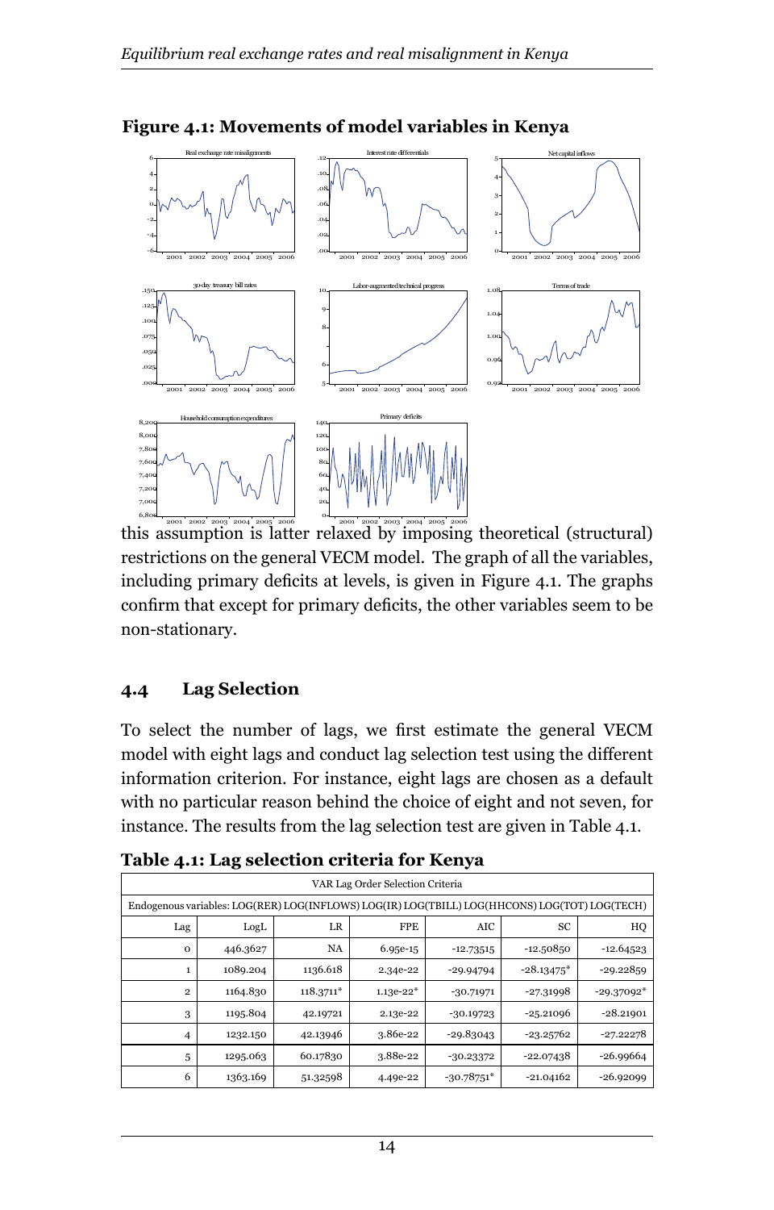**Figure 4.1: Movements of model variables in Kenya**

this assumption is latter relaxed by imposing theoretical (structural) restrictions on the general VECM model. The graph of all the variables, including primary deficits at levels, is given in Figure 4.1. The graphs confirm that except for primary deficits, the other variables seem to be non-stationary.

## 4.4 Lag Selection

To select the number of lags, we first estimate the general VECM model with eight lags and conduct lag selection test using the different information criterion. For instance, eight lags are chosen as a default with no particular reason behind the choice of eight and not seven, for instance. The results from the lag selection test are given in Table 4.1.

**Table 4.1: Lag selection criteria for Kenya**

| VAR Lag Order Selection Criteria | | | | | | |
|---|---|---|---|---|---|---|
| Endogenous variables: LOG(RER) LOG(INFLOWS) LOG(IR) LOG(TBILL) LOG(HHCONS) LOG(TOT) LOG(TECH) | | | | | | |
| Lag | LogL | LR | FPE | AIC | SC | HQ |
| 0 | 446.3627 | NA | 6.95e-15 | -12.73515 | -12.50850 | -12.64523 |
| 1 | 1089.204 | 1136.618 | 2.34e-22 | -29.94794 | -28.13475* | -29.22859 |
| 2 | 1164.830 | 118.3711* | 1.13e-22* | -30.71971 | -27.31998 | -29.37092* |
| 3 | 1195.804 | 42.19721 | 2.13e-22 | -30.19723 | -25.21096 | -28.21901 |
| 4 | 1232.150 | 42.13946 | 3.86e-22 | -29.83043 | -23.25762 | -27.22278 |
| 5 | 1295.063 | 60.17830 | 3.88e-22 | -30.23372 | -22.07438 | -26.99664 |
| 6 | 1363.169 | 51.32598 | 4.49e-22 | -30.78751* | -21.04162 | -26.92099 |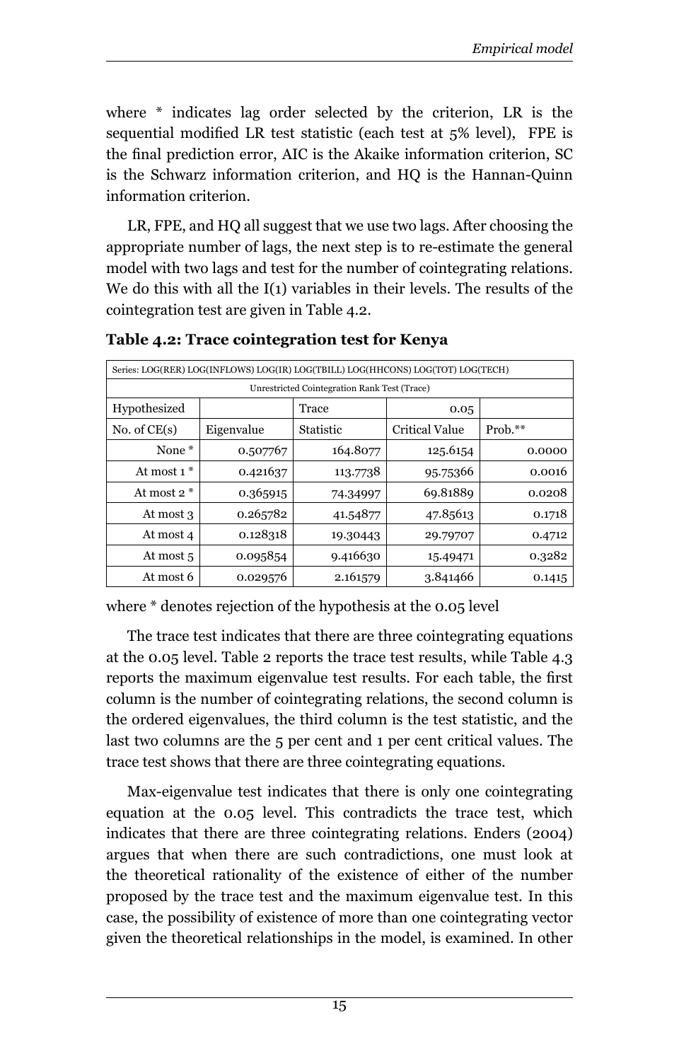where * indicates lag order selected by the criterion, LR is the sequential modified LR test statistic (each test at 5% level), FPE is the final prediction error, AIC is the Akaike information criterion, SC is the Schwarz information criterion, and HQ is the Hannan-Quinn information criterion.

LR, FPE, and HQ all suggest that we use two lags. After choosing the appropriate number of lags, the next step is to re-estimate the general model with two lags and test for the number of cointegrating relations. We do this with all the I(1) variables in their levels. The results of the cointegration test are given in Table 4.2.

**Table 4.2: Trace cointegration test for Kenya**

| Series: LOG(RER) LOG(INFLOWS) LOG(IR) LOG(TBILL) LOG(HHCONS) LOG(TOT) LOG(TECH) | | | | |
|---|---|---|---|---|
| Unrestricted Cointegration Rank Test (Trace) | | | | |
| Hypothesized | | Trace | 0.05 | |
| No. of CE(s) | Eigenvalue | Statistic | Critical Value | Prob.** |
| None * | 0.507767 | 164.8077 | 125.6154 | 0.0000 |
| At most 1 * | 0.421637 | 113.7738 | 95.75366 | 0.0016 |
| At most 2 * | 0.365915 | 74.34997 | 69.81889 | 0.0208 |
| At most 3 | 0.265782 | 41.54877 | 47.85613 | 0.1718 |
| At most 4 | 0.128318 | 19.30443 | 29.79707 | 0.4712 |
| At most 5 | 0.095854 | 9.416630 | 15.49471 | 0.3282 |
| At most 6 | 0.029576 | 2.161579 | 3.841466 | 0.1415 |

where * denotes rejection of the hypothesis at the 0.05 level

The trace test indicates that there are three cointegrating equations at the 0.05 level. Table 2 reports the trace test results, while Table 4.3 reports the maximum eigenvalue test results. For each table, the first column is the number of cointegrating relations, the second column is the ordered eigenvalues, the third column is the test statistic, and the last two columns are the 5 per cent and 1 per cent critical values. The trace test shows that there are three cointegrating equations.

Max-eigenvalue test indicates that there is only one cointegrating equation at the 0.05 level. This contradicts the trace test, which indicates that there are three cointegrating relations. Enders (2004) argues that when there are such contradictions, one must look at the theoretical rationality of the existence of either of the number proposed by the trace test and the maximum eigenvalue test. In this case, the possibility of existence of more than one cointegrating vector given the theoretical relationships in the model, is examined. In other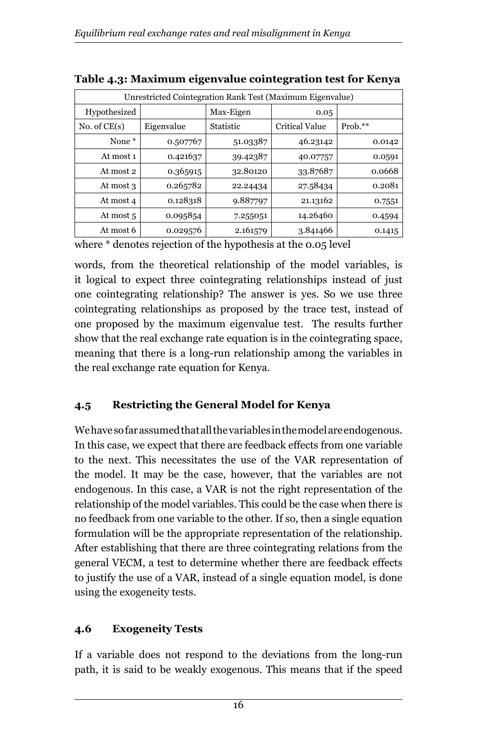**Table 4.3: Maximum eigenvalue cointegration test for Kenya**

| Unrestricted Cointegration Rank Test (Maximum Eigenvalue) | | | | |
|---|---|---|---|---|
| Hypothesized | | Max-Eigen | 0.05 | |
| No. of CE(s) | Eigenvalue | Statistic | Critical Value | Prob.** |
| None * | 0.507767 | 51.03387 | 46.23142 | 0.0142 |
| At most 1 | 0.421637 | 39.42387 | 40.07757 | 0.0591 |
| At most 2 | 0.365915 | 32.80120 | 33.87687 | 0.0668 |
| At most 3 | 0.265782 | 22.24434 | 27.58434 | 0.2081 |
| At most 4 | 0.128318 | 9.887797 | 21.13162 | 0.7551 |
| At most 5 | 0.095854 | 7.255051 | 14.26460 | 0.4594 |
| At most 6 | 0.029576 | 2.161579 | 3.841466 | 0.1415 |

where * denotes rejection of the hypothesis at the 0.05 level

words, from the theoretical relationship of the model variables, is it logical to expect three cointegrating relationships instead of just one cointegrating relationship? The answer is yes. So we use three cointegrating relationships as proposed by the trace test, instead of one proposed by the maximum eigenvalue test. The results further show that the real exchange rate equation is in the cointegrating space, meaning that there is a long-run relationship among the variables in the real exchange rate equation for Kenya.

## 4.5 Restricting the General Model for Kenya

We have so far assumed that all the variables in the model are endogenous. In this case, we expect that there are feedback effects from one variable to the next. This necessitates the use of the VAR representation of the model. It may be the case, however, that the variables are not endogenous. In this case, a VAR is not the right representation of the relationship of the model variables. This could be the case when there is no feedback from one variable to the other. If so, then a single equation formulation will be the appropriate representation of the relationship. After establishing that there are three cointegrating relations from the general VECM, a test to determine whether there are feedback effects to justify the use of a VAR, instead of a single equation model, is done using the exogeneity tests.

## 4.6 Exogeneity Tests

If a variable does not respond to the deviations from the long-run path, it is said to be weakly exogenous. This means that if the speed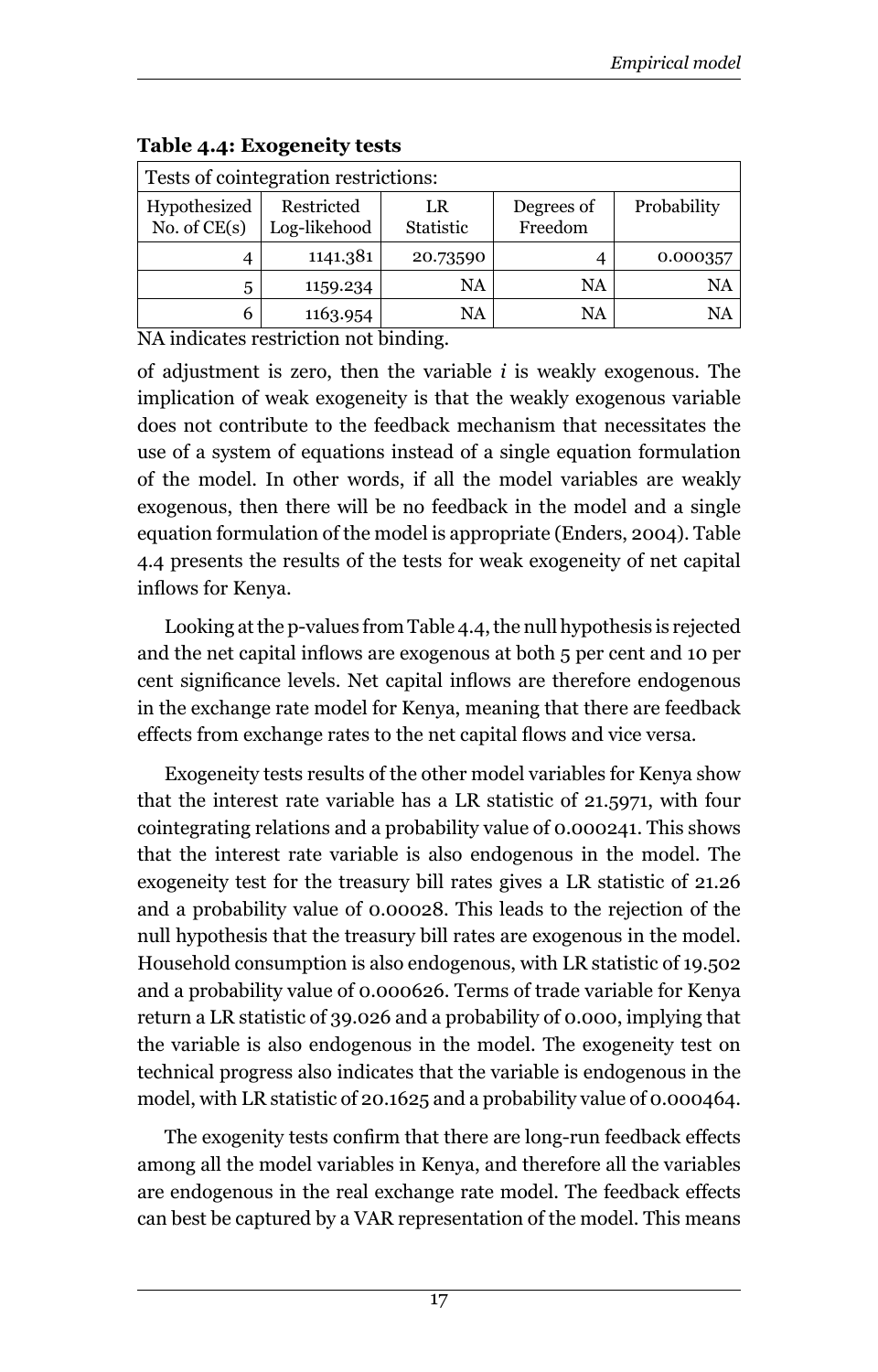**Table 4.4: Exogeneity tests**

| Tests of cointegration restrictions: | | | | |
|---|---|---|---|---|
| Hypothesized No. of CE(s) | Restricted Log-likehood | LR Statistic | Degrees of Freedom | Probability |
| 4 | 1141.381 | 20.73590 | 4 | 0.000357 |
| 5 | 1159.234 | NA | NA | NA |
| 6 | 1163.954 | NA | NA | NA |

NA indicates restriction not binding.

of adjustment is zero, then the variable *i* is weakly exogenous. The implication of weak exogeneity is that the weakly exogenous variable does not contribute to the feedback mechanism that necessitates the use of a system of equations instead of a single equation formulation of the model. In other words, if all the model variables are weakly exogenous, then there will be no feedback in the model and a single equation formulation of the model is appropriate (Enders, 2004). Table 4.4 presents the results of the tests for weak exogeneity of net capital inflows for Kenya.

Looking at the p-values from Table 4.4, the null hypothesis is rejected and the net capital inflows are exogenous at both 5 per cent and 10 per cent significance levels. Net capital inflows are therefore endogenous in the exchange rate model for Kenya, meaning that there are feedback effects from exchange rates to the net capital flows and vice versa.

Exogeneity tests results of the other model variables for Kenya show that the interest rate variable has a LR statistic of 21.5971, with four cointegrating relations and a probability value of 0.000241. This shows that the interest rate variable is also endogenous in the model. The exogeneity test for the treasury bill rates gives a LR statistic of 21.26 and a probability value of 0.00028. This leads to the rejection of the null hypothesis that the treasury bill rates are exogenous in the model. Household consumption is also endogenous, with LR statistic of 19.502 and a probability value of 0.000626. Terms of trade variable for Kenya return a LR statistic of 39.026 and a probability of 0.000, implying that the variable is also endogenous in the model. The exogeneity test on technical progress also indicates that the variable is endogenous in the model, with LR statistic of 20.1625 and a probability value of 0.000464.

The exogenity tests confirm that there are long-run feedback effects among all the model variables in Kenya, and therefore all the variables are endogenous in the real exchange rate model. The feedback effects can best be captured by a VAR representation of the model. This means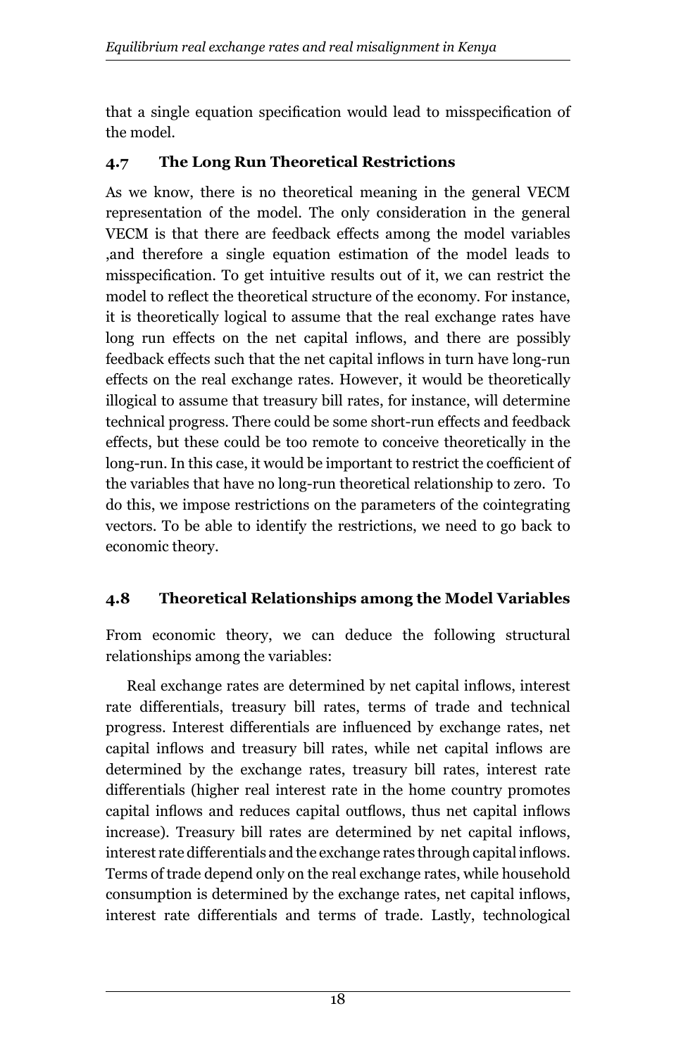that a single equation specification would lead to misspecification of the model.

### 4.7 The Long Run Theoretical Restrictions

As we know, there is no theoretical meaning in the general VECM representation of the model. The only consideration in the general VECM is that there are feedback effects among the model variables ,and therefore a single equation estimation of the model leads to misspecification. To get intuitive results out of it, we can restrict the model to reflect the theoretical structure of the economy. For instance, it is theoretically logical to assume that the real exchange rates have long run effects on the net capital inflows, and there are possibly feedback effects such that the net capital inflows in turn have long-run effects on the real exchange rates. However, it would be theoretically illogical to assume that treasury bill rates, for instance, will determine technical progress. There could be some short-run effects and feedback effects, but these could be too remote to conceive theoretically in the long-run. In this case, it would be important to restrict the coefficient of the variables that have no long-run theoretical relationship to zero. To do this, we impose restrictions on the parameters of the cointegrating vectors. To be able to identify the restrictions, we need to go back to economic theory.

### 4.8 Theoretical Relationships among the Model Variables

From economic theory, we can deduce the following structural relationships among the variables:

Real exchange rates are determined by net capital inflows, interest rate differentials, treasury bill rates, terms of trade and technical progress. Interest differentials are influenced by exchange rates, net capital inflows and treasury bill rates, while net capital inflows are determined by the exchange rates, treasury bill rates, interest rate differentials (higher real interest rate in the home country promotes capital inflows and reduces capital outflows, thus net capital inflows increase). Treasury bill rates are determined by net capital inflows, interest rate differentials and the exchange rates through capital inflows. Terms of trade depend only on the real exchange rates, while household consumption is determined by the exchange rates, net capital inflows, interest rate differentials and terms of trade. Lastly, technological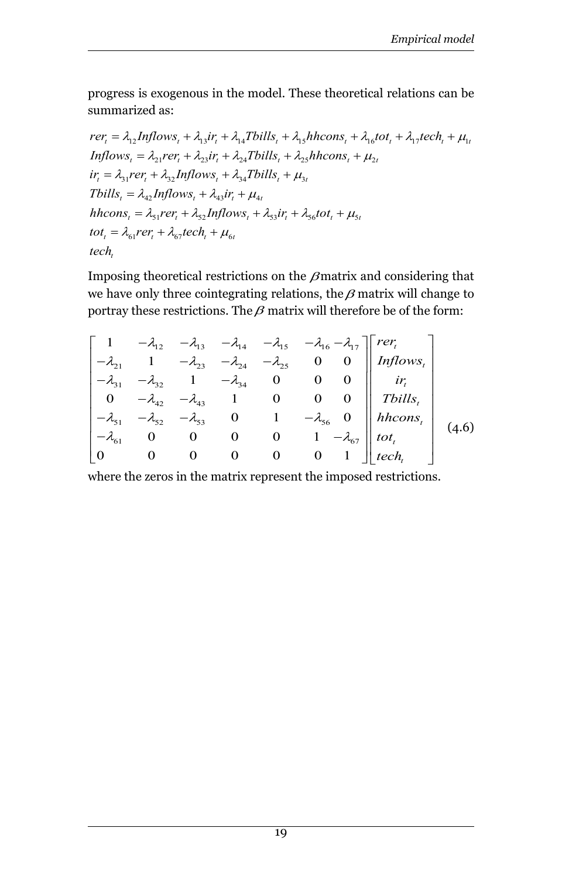progress is exogenous in the model. These theoretical relations can be summarized as:

$$
\begin{aligned}
rer_t &= \lambda_{12} Inflows_t + \lambda_{13} ir_t + \lambda_{14} Tbills_t + \lambda_{15} hhcons_t + \lambda_{16} tot_t + \lambda_{17} tech_t + \mu_{1t} \\
Inflows_t &= \lambda_{21} rer_t + \lambda_{23} ir_t + \lambda_{24} Tbills_t + \lambda_{25} hhcons_t + \mu_{2t} \\
ir_t &= \lambda_{31} rer_t + \lambda_{32} Inflows_t + \lambda_{34} Tbills_t + \mu_{3t} \\
Tbills_t &= \lambda_{42} Inflows_t + \lambda_{43} ir_t + \mu_{4t} \\
hhcons_t &= \lambda_{51} rer_t + \lambda_{52} Inflows_t + \lambda_{53} ir_t + \lambda_{56} tot_t + \mu_{5t} \\
tot_t &= \lambda_{61} rer_t + \lambda_{67} tech_t + \mu_{6t} \\
tech_t &
\end{aligned}
$$

Imposing theoretical restrictions on the $\beta$ matrix and considering that we have only three cointegrating relations, the $\beta$ matrix will change to portray these restrictions. The $\beta$ matrix will therefore be of the form:

$$
\begin{bmatrix}
1 & -\lambda_{12} & -\lambda_{13} & -\lambda_{14} & -\lambda_{15} & -\lambda_{16} & -\lambda_{17} \\
-\lambda_{21} & 1 & -\lambda_{23} & -\lambda_{24} & -\lambda_{25} & 0 & 0 \\
-\lambda_{31} & -\lambda_{32} & 1 & -\lambda_{34} & 0 & 0 & 0 \\
0 & -\lambda_{42} & -\lambda_{43} & 1 & 0 & 0 & 0 \\
-\lambda_{51} & -\lambda_{52} & -\lambda_{53} & 0 & 1 & -\lambda_{56} & 0 \\
-\lambda_{61} & 0 & 0 & 0 & 0 & 1 & -\lambda_{67} \\
0 & 0 & 0 & 0 & 0 & 0 & 1
\end{bmatrix}
\begin{bmatrix}
rer_t \\ Inflows_t \\ ir_t \\ Tbills_t \\ hhcons_t \\ tot_t \\ tech_t
\end{bmatrix}
\tag{4.6}
$$

where the zeros in the matrix represent the imposed restrictions.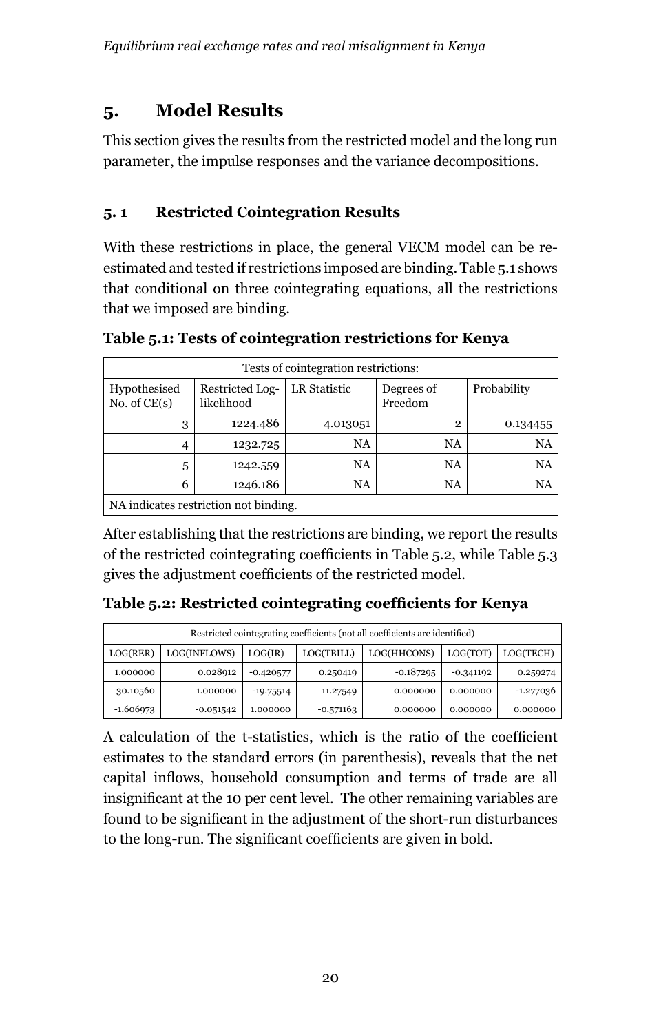## 5. Model Results

This section gives the results from the restricted model and the long run parameter, the impulse responses and the variance decompositions.

### 5. 1 Restricted Cointegration Results

With these restrictions in place, the general VECM model can be re-estimated and tested if restrictions imposed are binding. Table 5.1 shows that conditional on three cointegrating equations, all the restrictions that we imposed are binding.

**Table 5.1: Tests of cointegration restrictions for Kenya**

| Tests of cointegration restrictions: | | | | |
|---|---|---|---|---|
| Hypothesised No. of CE(s) | Restricted Log-likelihood | LR Statistic | Degrees of Freedom | Probability |
| 3 | 1224.486 | 4.013051 | 2 | 0.134455 |
| 4 | 1232.725 | NA | NA | NA |
| 5 | 1242.559 | NA | NA | NA |
| 6 | 1246.186 | NA | NA | NA |
| NA indicates restriction not binding. | | | | |

After establishing that the restrictions are binding, we report the results of the restricted cointegrating coefficients in Table 5.2, while Table 5.3 gives the adjustment coefficients of the restricted model.

**Table 5.2: Restricted cointegrating coefficients for Kenya**

| Restricted cointegrating coefficients (not all coefficients are identified) | | | | | | |
|---|---|---|---|---|---|---|
| LOG(RER) | LOG(INFLOWS) | LOG(IR) | LOG(TBILL) | LOG(HHCONS) | LOG(TOT) | LOG(TECH) |
| 1.000000 | 0.028912 | -0.420577 | 0.250419 | -0.187295 | -0.341192 | 0.259274 |
| 30.10560 | 1.000000 | -19.75514 | 11.27549 | 0.000000 | 0.000000 | -1.277036 |
| -1.606973 | -0.051542 | 1.000000 | -0.571163 | 0.000000 | 0.000000 | 0.000000 |

A calculation of the t-statistics, which is the ratio of the coefficient estimates to the standard errors (in parenthesis), reveals that the net capital inflows, household consumption and terms of trade are all insignificant at the 10 per cent level. The other remaining variables are found to be significant in the adjustment of the short-run disturbances to the long-run. The significant coefficients are given in bold.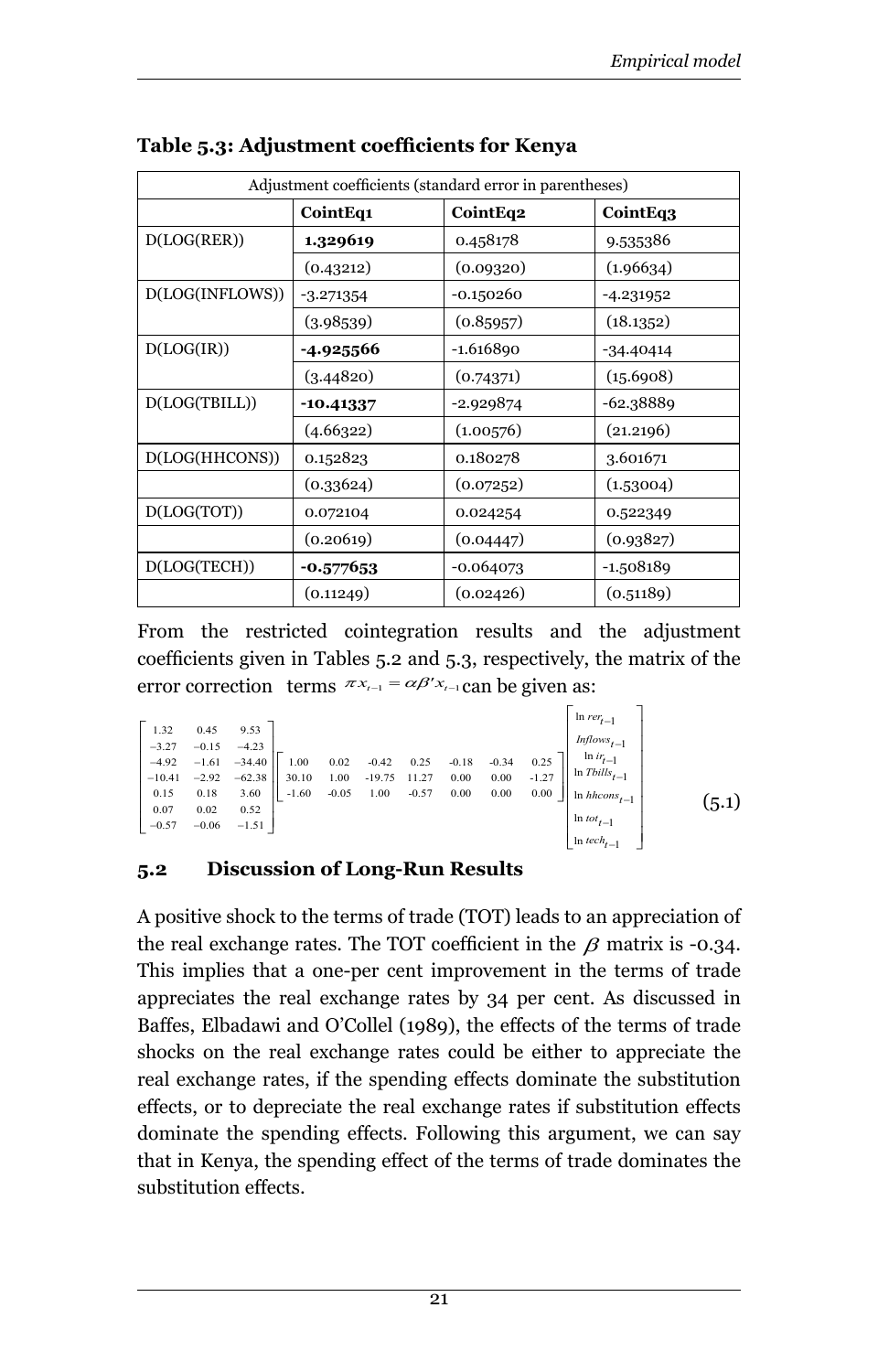**Table 5.3: Adjustment coefficients for Kenya**

| Adjustment coefficients (standard error in parentheses) | | | |
|---|---|---|---|
| | **CointEq1** | **CointEq2** | **CointEq3** |
| D(LOG(RER)) | **1.329619** | 0.458178 | 9.535386 |
| | (0.43212) | (0.09320) | (1.96634) |
| D(LOG(INFLOWS)) | -3.271354 | -0.150260 | -4.231952 |
| | (3.98539) | (0.85957) | (18.1352) |
| D(LOG(IR)) | **-4.925566** | -1.616890 | -34.40414 |
| | (3.44820) | (0.74371) | (15.6908) |
| D(LOG(TBILL)) | **-10.41337** | -2.929874 | -62.38889 |
| | (4.66322) | (1.00576) | (21.2196) |
| D(LOG(HHCONS)) | 0.152823 | 0.180278 | 3.601671 |
| | (0.33624) | (0.07252) | (1.53004) |
| D(LOG(TOT)) | 0.072104 | 0.024254 | 0.522349 |
| | (0.20619) | (0.04447) | (0.93827) |
| D(LOG(TECH)) | **-0.577653** | -0.064073 | -1.508189 |
| | (0.11249) | (0.02426) | (0.51189) |

From the restricted cointegration results and the adjustment coefficients given in Tables 5.2 and 5.3, respectively, the matrix of the error correction terms $\pi x_{t-1} = \alpha\beta' x_{t-1}$ can be given as:

$$\begin{bmatrix} 1.32 & 0.45 & 9.53 \\ -3.27 & -0.15 & -4.23 \\ -4.92 & -1.61 & -34.40 \\ -10.41 & -2.92 & -62.38 \\ 0.15 & 0.18 & 3.60 \\ 0.07 & 0.02 & 0.52 \\ -0.57 & -0.06 & -1.51 \end{bmatrix} \begin{bmatrix} 1.00 & 0.02 & -0.42 & 0.25 & -0.18 & -0.34 & 0.25 \\ 30.10 & 1.00 & -19.75 & 11.27 & 0.00 & 0.00 & -1.27 \\ -1.60 & -0.05 & 1.00 & -0.57 & 0.00 & 0.00 & 0.00 \end{bmatrix} \begin{bmatrix} \ln rer_{t-1} \\ Inflows_{t-1} \\ \ln ir_{t-1} \\ \ln Tbills_{t-1} \\ \ln hhcons_{t-1} \\ \ln tot_{t-1} \\ \ln tech_{t-1} \end{bmatrix} \quad (5.1)$$

## 5.2 Discussion of Long-Run Results

A positive shock to the terms of trade (TOT) leads to an appreciation of the real exchange rates. The TOT coefficient in the $\beta$ matrix is -0.34. This implies that a one-per cent improvement in the terms of trade appreciates the real exchange rates by 34 per cent. As discussed in Baffes, Elbadawi and O'Collel (1989), the effects of the terms of trade shocks on the real exchange rates could be either to appreciate the real exchange rates, if the spending effects dominate the substitution effects, or to depreciate the real exchange rates if substitution effects dominate the spending effects. Following this argument, we can say that in Kenya, the spending effect of the terms of trade dominates the substitution effects.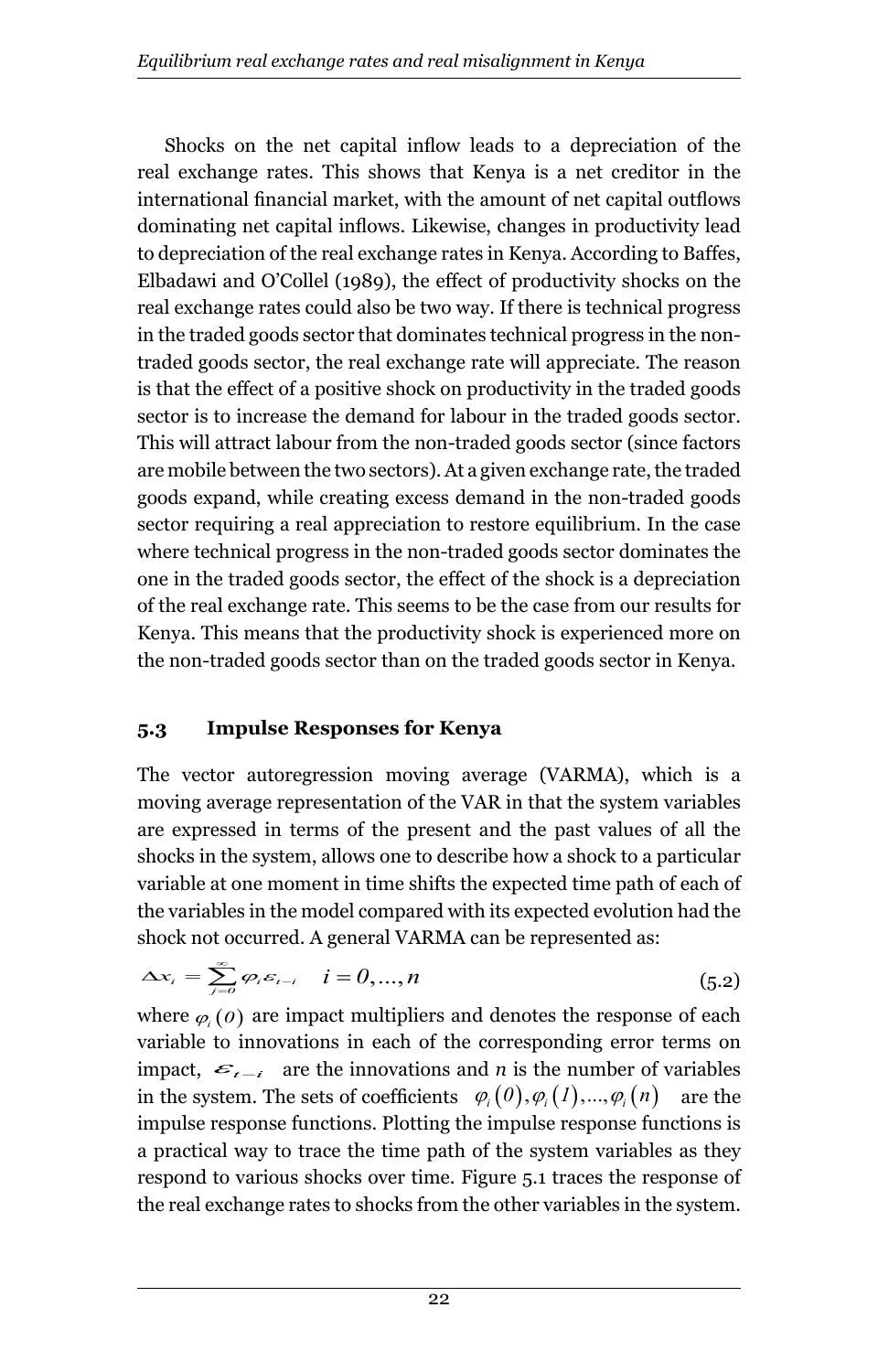Shocks on the net capital inflow leads to a depreciation of the real exchange rates. This shows that Kenya is a net creditor in the international financial market, with the amount of net capital outflows dominating net capital inflows. Likewise, changes in productivity lead to depreciation of the real exchange rates in Kenya. According to Baffes, Elbadawi and O'Collel (1989), the effect of productivity shocks on the real exchange rates could also be two way. If there is technical progress in the traded goods sector that dominates technical progress in the non-traded goods sector, the real exchange rate will appreciate. The reason is that the effect of a positive shock on productivity in the traded goods sector is to increase the demand for labour in the traded goods sector. This will attract labour from the non-traded goods sector (since factors are mobile between the two sectors). At a given exchange rate, the traded goods expand, while creating excess demand in the non-traded goods sector requiring a real appreciation to restore equilibrium. In the case where technical progress in the non-traded goods sector dominates the one in the traded goods sector, the effect of the shock is a depreciation of the real exchange rate. This seems to be the case from our results for Kenya. This means that the productivity shock is experienced more on the non-traded goods sector than on the traded goods sector in Kenya.

### 5.3 Impulse Responses for Kenya

The vector autoregression moving average (VARMA), which is a moving average representation of the VAR in that the system variables are expressed in terms of the present and the past values of all the shocks in the system, allows one to describe how a shock to a particular variable at one moment in time shifts the expected time path of each of the variables in the model compared with its expected evolution had the shock not occurred. A general VARMA can be represented as:

$$\Delta x_i = \sum_{j=0}^{\infty} \varphi_i \varepsilon_{t-i} \quad i = 0, \ldots, n \tag{5.2}$$

where $\varphi_i(0)$ are impact multipliers and denotes the response of each variable to innovations in each of the corresponding error terms on impact, $\varepsilon_{t-i}$ are the innovations and *n* is the number of variables in the system. The sets of coefficients $\varphi_i(0), \varphi_i(1), \ldots, \varphi_i(n)$ are the impulse response functions. Plotting the impulse response functions is a practical way to trace the time path of the system variables as they respond to various shocks over time. Figure 5.1 traces the response of the real exchange rates to shocks from the other variables in the system.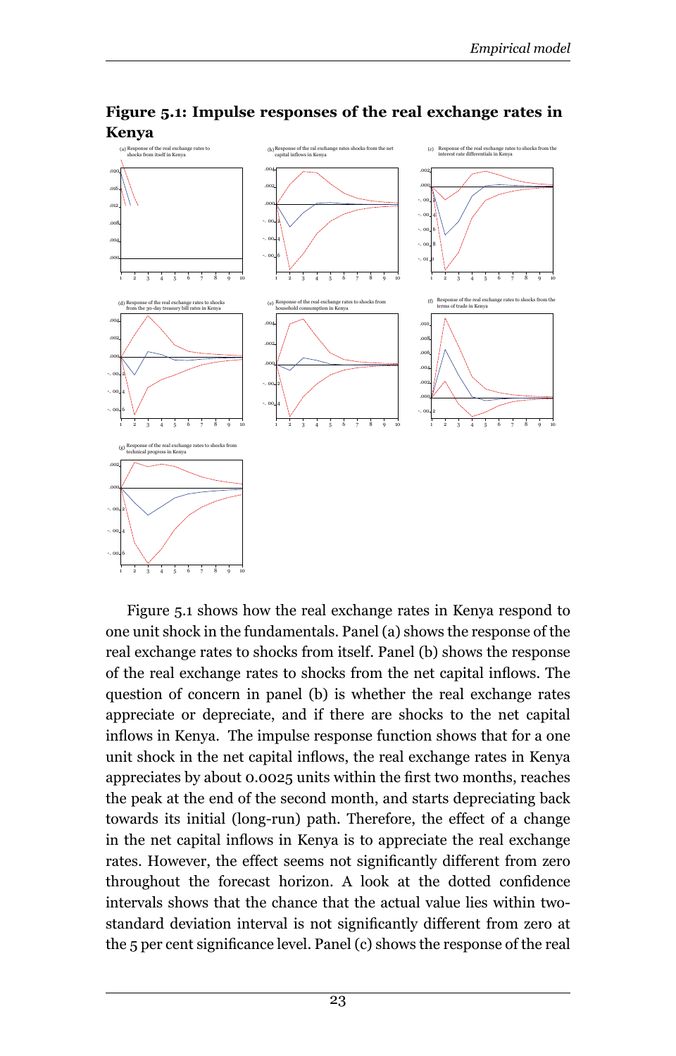**Figure 5.1: Impulse responses of the real exchange rates in Kenya**

(a) Response of the real exchange rates to shocks from itself in Kenya

(b) Response of the real exchange rates shocks from the net capital inflows in Kenya

(c) Response of the real exchange rates to shocks from the interest rate differentials in Kenya

(d) Response of the real exchange rates to shocks from the 30-day treasury bill rates in Kenya

(e) Response of the real exchange rates to shocks from household consumption in Kenya

(f) Response of the real exchange rates to shocks from the terms of trade in Kenya

(g) Response of the real exchange rates to shocks from technical progress in Kenya

Figure 5.1 shows how the real exchange rates in Kenya respond to one unit shock in the fundamentals. Panel (a) shows the response of the real exchange rates to shocks from itself. Panel (b) shows the response of the real exchange rates to shocks from the net capital inflows. The question of concern in panel (b) is whether the real exchange rates appreciate or depreciate, and if there are shocks to the net capital inflows in Kenya. The impulse response function shows that for a one unit shock in the net capital inflows, the real exchange rates in Kenya appreciates by about 0.0025 units within the first two months, reaches the peak at the end of the second month, and starts depreciating back towards its initial (long-run) path. Therefore, the effect of a change in the net capital inflows in Kenya is to appreciate the real exchange rates. However, the effect seems not significantly different from zero throughout the forecast horizon. A look at the dotted confidence intervals shows that the chance that the actual value lies within two-standard deviation interval is not significantly different from zero at the 5 per cent significance level. Panel (c) shows the response of the real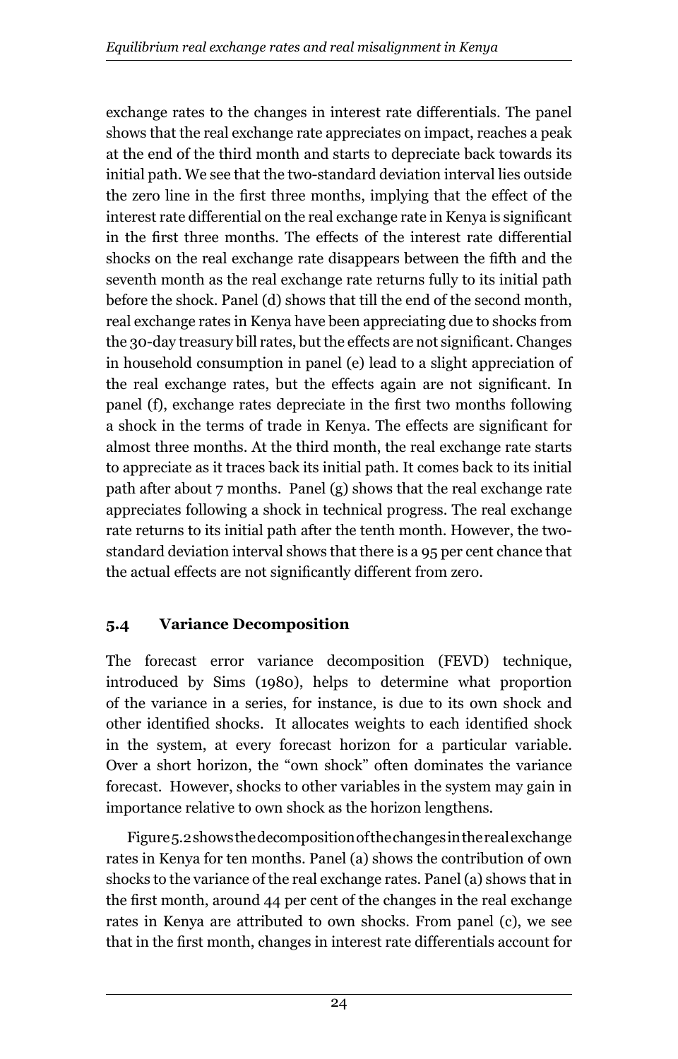exchange rates to the changes in interest rate differentials. The panel shows that the real exchange rate appreciates on impact, reaches a peak at the end of the third month and starts to depreciate back towards its initial path. We see that the two-standard deviation interval lies outside the zero line in the first three months, implying that the effect of the interest rate differential on the real exchange rate in Kenya is significant in the first three months. The effects of the interest rate differential shocks on the real exchange rate disappears between the fifth and the seventh month as the real exchange rate returns fully to its initial path before the shock. Panel (d) shows that till the end of the second month, real exchange rates in Kenya have been appreciating due to shocks from the 30-day treasury bill rates, but the effects are not significant. Changes in household consumption in panel (e) lead to a slight appreciation of the real exchange rates, but the effects again are not significant. In panel (f), exchange rates depreciate in the first two months following a shock in the terms of trade in Kenya. The effects are significant for almost three months. At the third month, the real exchange rate starts to appreciate as it traces back its initial path. It comes back to its initial path after about 7 months. Panel (g) shows that the real exchange rate appreciates following a shock in technical progress. The real exchange rate returns to its initial path after the tenth month. However, the two-standard deviation interval shows that there is a 95 per cent chance that the actual effects are not significantly different from zero.

## 5.4 Variance Decomposition

The forecast error variance decomposition (FEVD) technique, introduced by Sims (1980), helps to determine what proportion of the variance in a series, for instance, is due to its own shock and other identified shocks. It allocates weights to each identified shock in the system, at every forecast horizon for a particular variable. Over a short horizon, the "own shock" often dominates the variance forecast. However, shocks to other variables in the system may gain in importance relative to own shock as the horizon lengthens.

Figure 5.2 shows the decomposition of the changes in the real exchange rates in Kenya for ten months. Panel (a) shows the contribution of own shocks to the variance of the real exchange rates. Panel (a) shows that in the first month, around 44 per cent of the changes in the real exchange rates in Kenya are attributed to own shocks. From panel (c), we see that in the first month, changes in interest rate differentials account for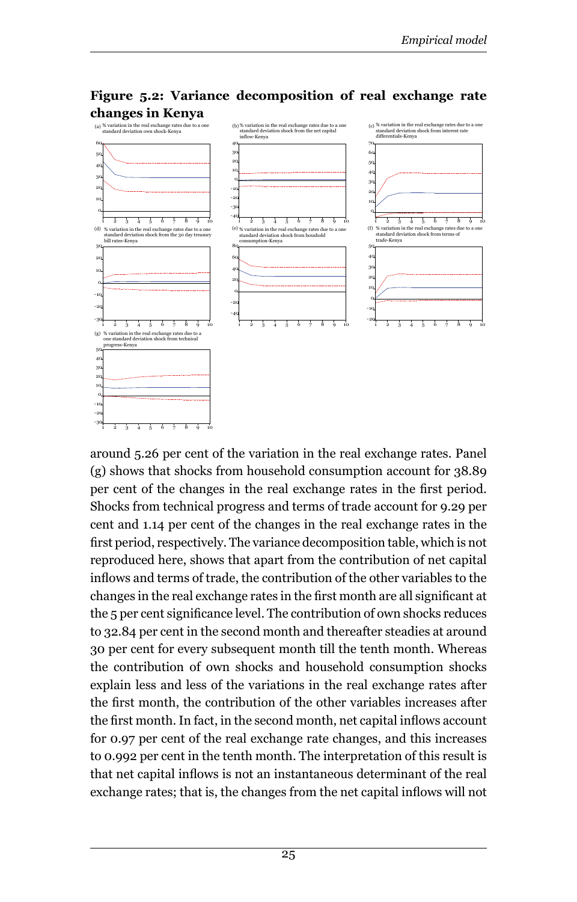**Figure 5.2: Variance decomposition of real exchange rate changes in Kenya**

(a) % variation in the real exchange rates due to a one standard deviation own shock-Kenya

(b) % variation in the real exchange rates due to a one standard deviation shock from the net capital inflow-Kenya

(c) % variation in the real exchange rates due to a one standard deviation shock from interest rate differentials-Kenya

(d) % variation in the real exchange rates due to a one standard deviation shock from the 30 day treasury bill rates-Kenya

(e) % variation in the real exchange rates due to a one standard deviation shock from houshold consumption-Kenya

(f) % variation in the real exchange rates due to a one standard deviation shock from terms of trade-Kenya

(g) % variation in the real exchange rates due to a one standard deviation shock from technical progress-Kenya

around 5.26 per cent of the variation in the real exchange rates. Panel (g) shows that shocks from household consumption account for 38.89 per cent of the changes in the real exchange rates in the first period. Shocks from technical progress and terms of trade account for 9.29 per cent and 1.14 per cent of the changes in the real exchange rates in the first period, respectively. The variance decomposition table, which is not reproduced here, shows that apart from the contribution of net capital inflows and terms of trade, the contribution of the other variables to the changes in the real exchange rates in the first month are all significant at the 5 per cent significance level. The contribution of own shocks reduces to 32.84 per cent in the second month and thereafter steadies at around 30 per cent for every subsequent month till the tenth month. Whereas the contribution of own shocks and household consumption shocks explain less and less of the variations in the real exchange rates after the first month, the contribution of the other variables increases after the first month. In fact, in the second month, net capital inflows account for 0.97 per cent of the real exchange rate changes, and this increases to 0.992 per cent in the tenth month. The interpretation of this result is that net capital inflows is not an instantaneous determinant of the real exchange rates; that is, the changes from the net capital inflows will not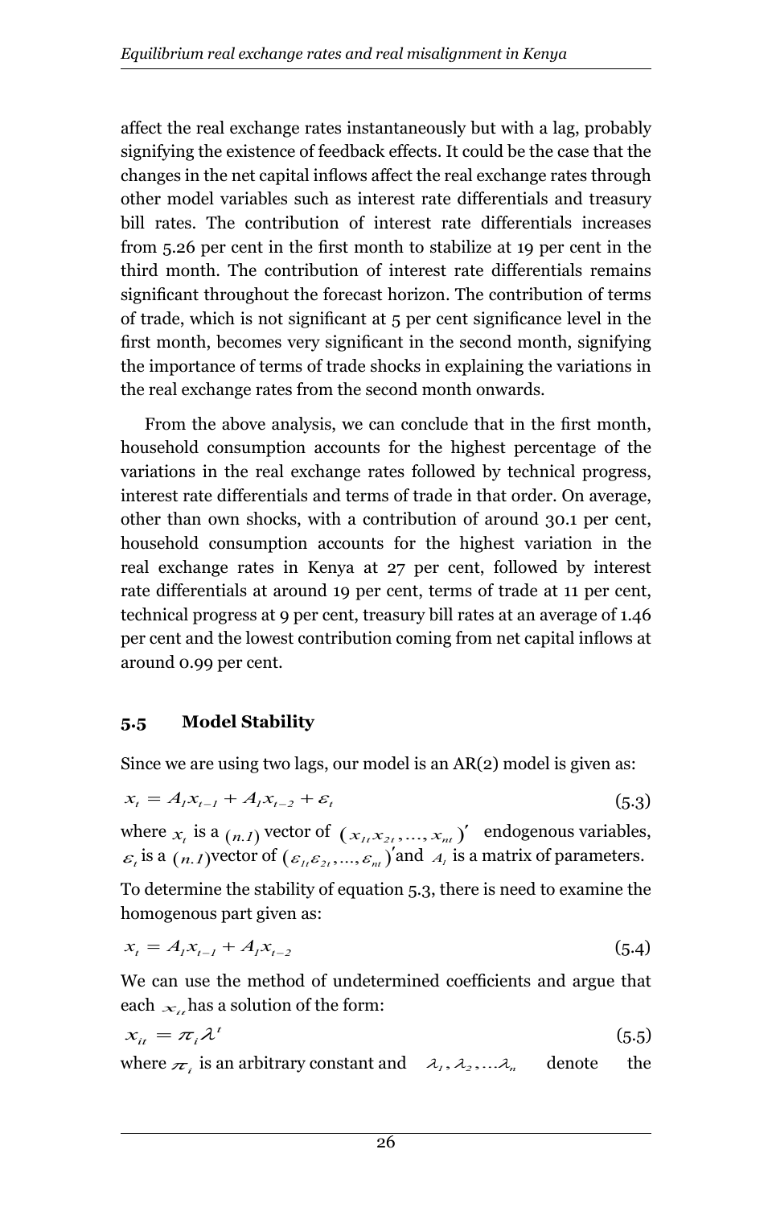affect the real exchange rates instantaneously but with a lag, probably signifying the existence of feedback effects. It could be the case that the changes in the net capital inflows affect the real exchange rates through other model variables such as interest rate differentials and treasury bill rates. The contribution of interest rate differentials increases from 5.26 per cent in the first month to stabilize at 19 per cent in the third month. The contribution of interest rate differentials remains significant throughout the forecast horizon. The contribution of terms of trade, which is not significant at 5 per cent significance level in the first month, becomes very significant in the second month, signifying the importance of terms of trade shocks in explaining the variations in the real exchange rates from the second month onwards.

From the above analysis, we can conclude that in the first month, household consumption accounts for the highest percentage of the variations in the real exchange rates followed by technical progress, interest rate differentials and terms of trade in that order. On average, other than own shocks, with a contribution of around 30.1 per cent, household consumption accounts for the highest variation in the real exchange rates in Kenya at 27 per cent, followed by interest rate differentials at around 19 per cent, terms of trade at 11 per cent, technical progress at 9 per cent, treasury bill rates at an average of 1.46 per cent and the lowest contribution coming from net capital inflows at around 0.99 per cent.

### 5.5 Model Stability

Since we are using two lags, our model is an AR(2) model is given as:

$$x_t = A_1 x_{t-1} + A_1 x_{t-2} + \varepsilon_t \tag{5.3}$$

where $x_t$ is a $(n.1)$ vector of $(x_{1t} x_{2t}, \ldots, x_{nt})'$ endogenous variables, $\varepsilon_t$ is a $(n.1)$vector of $(\varepsilon_{1t}\varepsilon_{2t}, \ldots, \varepsilon_{nt})'$and $A_i$ is a matrix of parameters.

To determine the stability of equation 5.3, there is need to examine the homogenous part given as:

$$x_t = A_1 x_{t-1} + A_1 x_{t-2} \tag{5.4}$$

We can use the method of undetermined coefficients and argue that each $x_{it}$ has a solution of the form:

$$x_{it} = \pi_i \lambda^t \tag{5.5}$$

where $\pi_i$ is an arbitrary constant and $\lambda_1, \lambda_2, \ldots \lambda_n$ denote the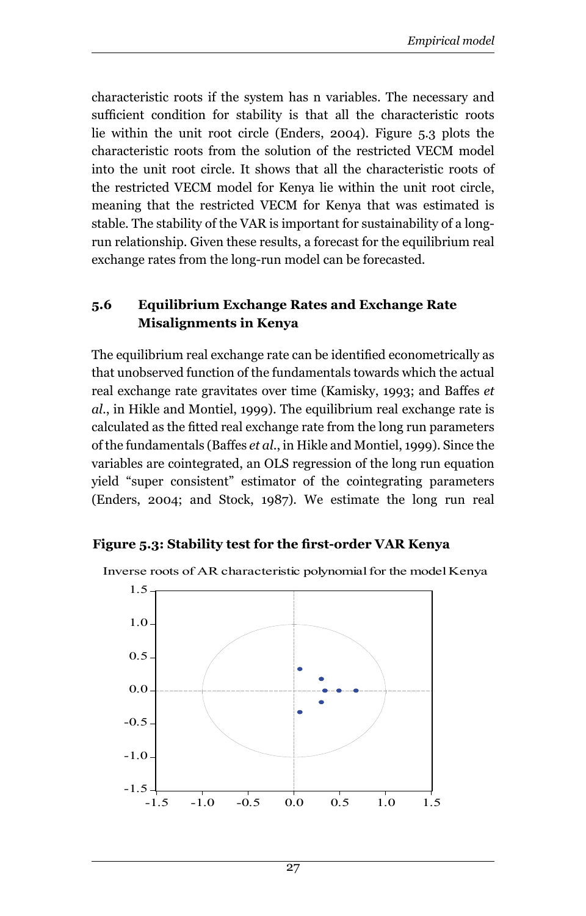characteristic roots if the system has n variables. The necessary and sufficient condition for stability is that all the characteristic roots lie within the unit root circle (Enders, 2004). Figure 5.3 plots the characteristic roots from the solution of the restricted VECM model into the unit root circle. It shows that all the characteristic roots of the restricted VECM model for Kenya lie within the unit root circle, meaning that the restricted VECM for Kenya that was estimated is stable. The stability of the VAR is important for sustainability of a long-run relationship. Given these results, a forecast for the equilibrium real exchange rates from the long-run model can be forecasted.

## 5.6 Equilibrium Exchange Rates and Exchange Rate Misalignments in Kenya

The equilibrium real exchange rate can be identified econometrically as that unobserved function of the fundamentals towards which the actual real exchange rate gravitates over time (Kamisky, 1993; and Baffes *et al*., in Hikle and Montiel, 1999). The equilibrium real exchange rate is calculated as the fitted real exchange rate from the long run parameters of the fundamentals (Baffes *et al*., in Hikle and Montiel, 1999). Since the variables are cointegrated, an OLS regression of the long run equation yield "super consistent" estimator of the cointegrating parameters (Enders, 2004; and Stock, 1987). We estimate the long run real

**Figure 5.3: Stability test for the first-order VAR Kenya**

Inverse roots of AR characteristic polynomial for the model Kenya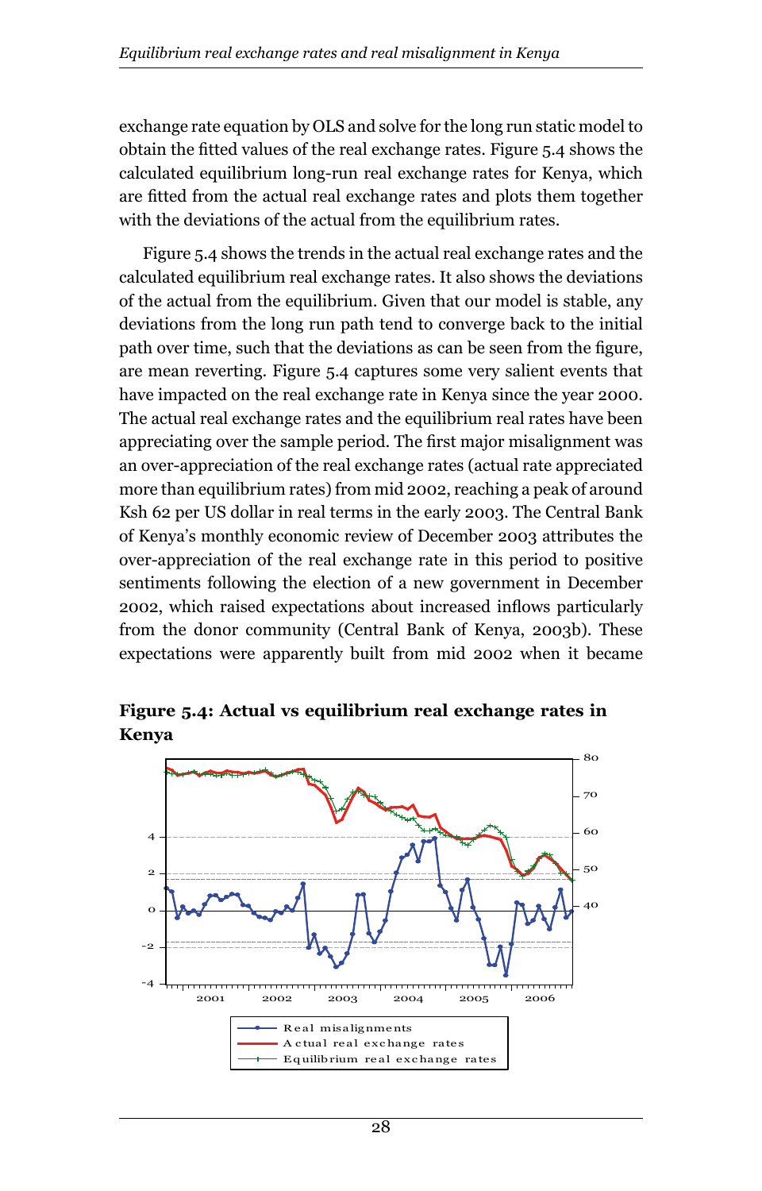exchange rate equation by OLS and solve for the long run static model to obtain the fitted values of the real exchange rates. Figure 5.4 shows the calculated equilibrium long-run real exchange rates for Kenya, which are fitted from the actual real exchange rates and plots them together with the deviations of the actual from the equilibrium rates.

Figure 5.4 shows the trends in the actual real exchange rates and the calculated equilibrium real exchange rates. It also shows the deviations of the actual from the equilibrium. Given that our model is stable, any deviations from the long run path tend to converge back to the initial path over time, such that the deviations as can be seen from the figure, are mean reverting. Figure 5.4 captures some very salient events that have impacted on the real exchange rate in Kenya since the year 2000. The actual real exchange rates and the equilibrium real rates have been appreciating over the sample period. The first major misalignment was an over-appreciation of the real exchange rates (actual rate appreciated more than equilibrium rates) from mid 2002, reaching a peak of around Ksh 62 per US dollar in real terms in the early 2003. The Central Bank of Kenya's monthly economic review of December 2003 attributes the over-appreciation of the real exchange rate in this period to positive sentiments following the election of a new government in December 2002, which raised expectations about increased inflows particularly from the donor community (Central Bank of Kenya, 2003b). These expectations were apparently built from mid 2002 when it became

**Figure 5.4: Actual vs equilibrium real exchange rates in Kenya**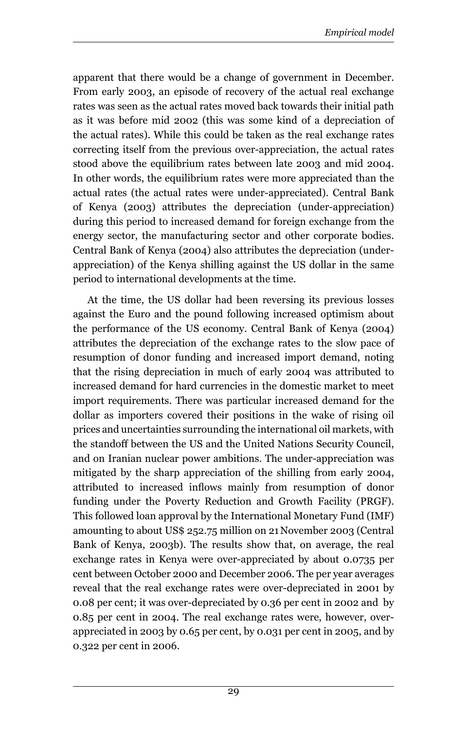apparent that there would be a change of government in December. From early 2003, an episode of recovery of the actual real exchange rates was seen as the actual rates moved back towards their initial path as it was before mid 2002 (this was some kind of a depreciation of the actual rates). While this could be taken as the real exchange rates correcting itself from the previous over-appreciation, the actual rates stood above the equilibrium rates between late 2003 and mid 2004. In other words, the equilibrium rates were more appreciated than the actual rates (the actual rates were under-appreciated). Central Bank of Kenya (2003) attributes the depreciation (under-appreciation) during this period to increased demand for foreign exchange from the energy sector, the manufacturing sector and other corporate bodies. Central Bank of Kenya (2004) also attributes the depreciation (under-appreciation) of the Kenya shilling against the US dollar in the same period to international developments at the time.

At the time, the US dollar had been reversing its previous losses against the Euro and the pound following increased optimism about the performance of the US economy. Central Bank of Kenya (2004) attributes the depreciation of the exchange rates to the slow pace of resumption of donor funding and increased import demand, noting that the rising depreciation in much of early 2004 was attributed to increased demand for hard currencies in the domestic market to meet import requirements. There was particular increased demand for the dollar as importers covered their positions in the wake of rising oil prices and uncertainties surrounding the international oil markets, with the standoff between the US and the United Nations Security Council, and on Iranian nuclear power ambitions. The under-appreciation was mitigated by the sharp appreciation of the shilling from early 2004, attributed to increased inflows mainly from resumption of donor funding under the Poverty Reduction and Growth Facility (PRGF). This followed loan approval by the International Monetary Fund (IMF) amounting to about US$ 252.75 million on 21 November 2003 (Central Bank of Kenya, 2003b). The results show that, on average, the real exchange rates in Kenya were over-appreciated by about 0.0735 per cent between October 2000 and December 2006. The per year averages reveal that the real exchange rates were over-depreciated in 2001 by 0.08 per cent; it was over-depreciated by 0.36 per cent in 2002 and by 0.85 per cent in 2004. The real exchange rates were, however, over-appreciated in 2003 by 0.65 per cent, by 0.031 per cent in 2005, and by 0.322 per cent in 2006.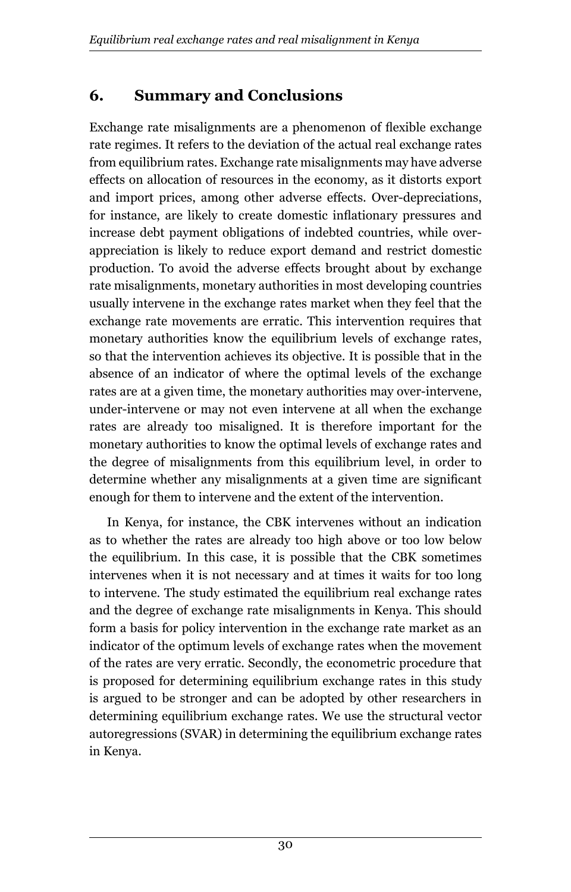## 6. Summary and Conclusions

Exchange rate misalignments are a phenomenon of flexible exchange rate regimes. It refers to the deviation of the actual real exchange rates from equilibrium rates. Exchange rate misalignments may have adverse effects on allocation of resources in the economy, as it distorts export and import prices, among other adverse effects. Over-depreciations, for instance, are likely to create domestic inflationary pressures and increase debt payment obligations of indebted countries, while over-appreciation is likely to reduce export demand and restrict domestic production. To avoid the adverse effects brought about by exchange rate misalignments, monetary authorities in most developing countries usually intervene in the exchange rates market when they feel that the exchange rate movements are erratic. This intervention requires that monetary authorities know the equilibrium levels of exchange rates, so that the intervention achieves its objective. It is possible that in the absence of an indicator of where the optimal levels of the exchange rates are at a given time, the monetary authorities may over-intervene, under-intervene or may not even intervene at all when the exchange rates are already too misaligned. It is therefore important for the monetary authorities to know the optimal levels of exchange rates and the degree of misalignments from this equilibrium level, in order to determine whether any misalignments at a given time are significant enough for them to intervene and the extent of the intervention.

In Kenya, for instance, the CBK intervenes without an indication as to whether the rates are already too high above or too low below the equilibrium. In this case, it is possible that the CBK sometimes intervenes when it is not necessary and at times it waits for too long to intervene. The study estimated the equilibrium real exchange rates and the degree of exchange rate misalignments in Kenya. This should form a basis for policy intervention in the exchange rate market as an indicator of the optimum levels of exchange rates when the movement of the rates are very erratic. Secondly, the econometric procedure that is proposed for determining equilibrium exchange rates in this study is argued to be stronger and can be adopted by other researchers in determining equilibrium exchange rates. We use the structural vector autoregressions (SVAR) in determining the equilibrium exchange rates in Kenya.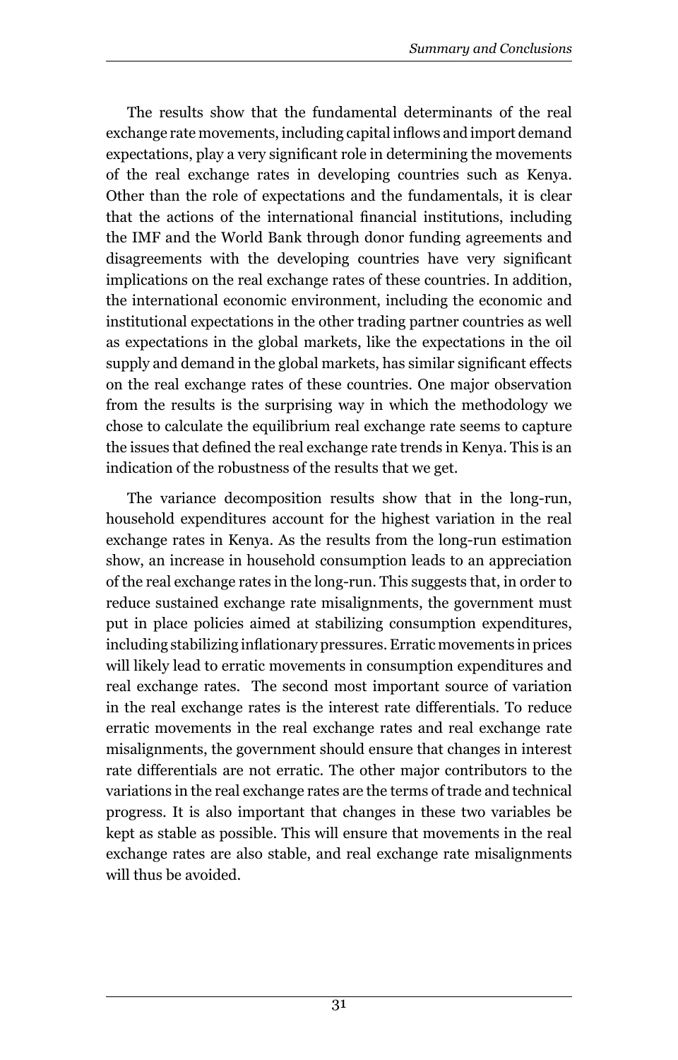The results show that the fundamental determinants of the real exchange rate movements, including capital inflows and import demand expectations, play a very significant role in determining the movements of the real exchange rates in developing countries such as Kenya. Other than the role of expectations and the fundamentals, it is clear that the actions of the international financial institutions, including the IMF and the World Bank through donor funding agreements and disagreements with the developing countries have very significant implications on the real exchange rates of these countries. In addition, the international economic environment, including the economic and institutional expectations in the other trading partner countries as well as expectations in the global markets, like the expectations in the oil supply and demand in the global markets, has similar significant effects on the real exchange rates of these countries. One major observation from the results is the surprising way in which the methodology we chose to calculate the equilibrium real exchange rate seems to capture the issues that defined the real exchange rate trends in Kenya. This is an indication of the robustness of the results that we get.

The variance decomposition results show that in the long-run, household expenditures account for the highest variation in the real exchange rates in Kenya. As the results from the long-run estimation show, an increase in household consumption leads to an appreciation of the real exchange rates in the long-run. This suggests that, in order to reduce sustained exchange rate misalignments, the government must put in place policies aimed at stabilizing consumption expenditures, including stabilizing inflationary pressures. Erratic movements in prices will likely lead to erratic movements in consumption expenditures and real exchange rates. The second most important source of variation in the real exchange rates is the interest rate differentials. To reduce erratic movements in the real exchange rates and real exchange rate misalignments, the government should ensure that changes in interest rate differentials are not erratic. The other major contributors to the variations in the real exchange rates are the terms of trade and technical progress. It is also important that changes in these two variables be kept as stable as possible. This will ensure that movements in the real exchange rates are also stable, and real exchange rate misalignments will thus be avoided.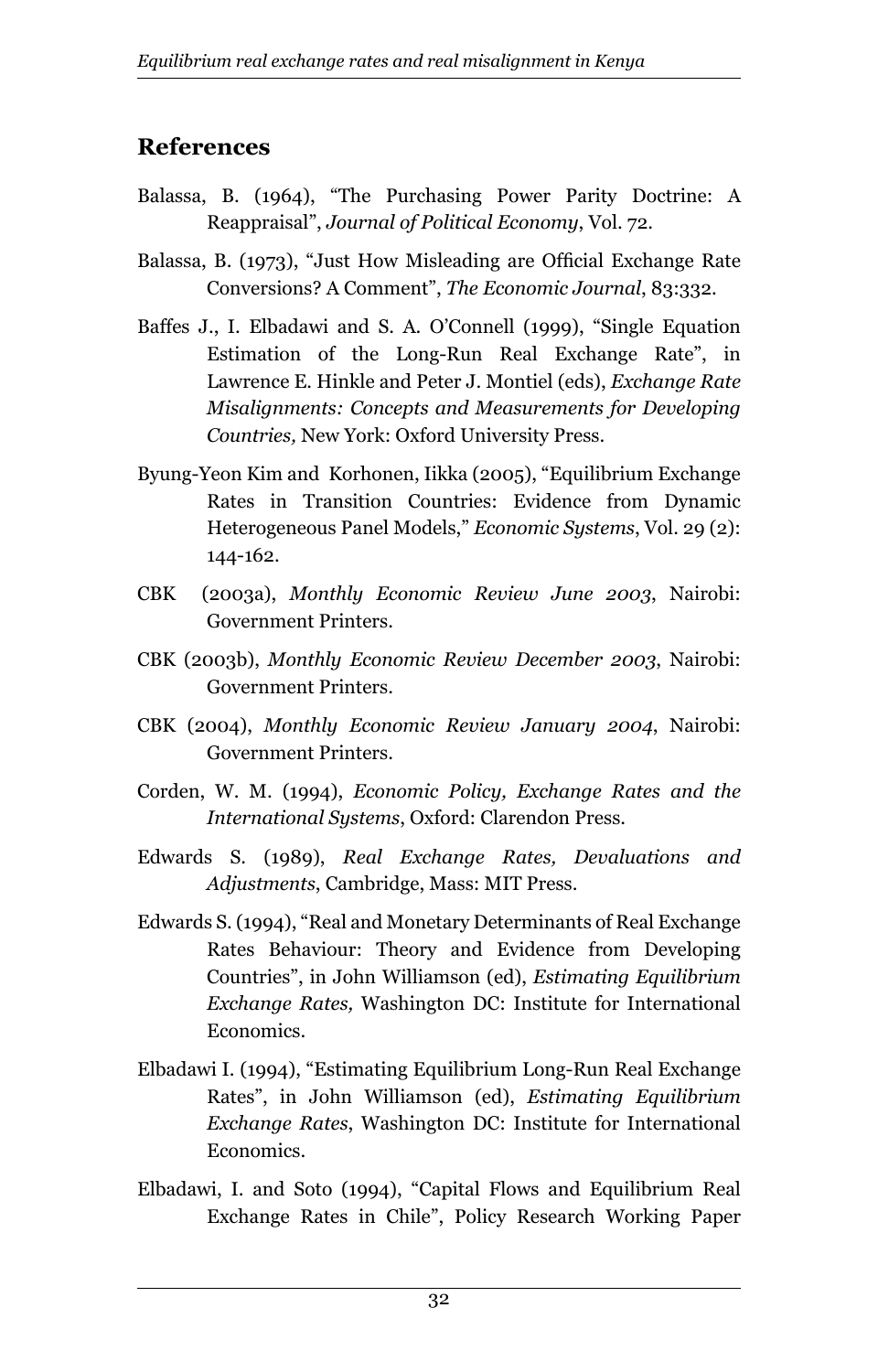## References

Balassa, B. (1964), “The Purchasing Power Parity Doctrine: A Reappraisal”, *Journal of Political Economy*, Vol. 72.

Balassa, B. (1973), “Just How Misleading are Official Exchange Rate Conversions? A Comment”, *The Economic Journal*, 83:332.

Baffes J., I. Elbadawi and S. A. O’Connell (1999), “Single Equation Estimation of the Long-Run Real Exchange Rate”, in Lawrence E. Hinkle and Peter J. Montiel (eds), *Exchange Rate Misalignments: Concepts and Measurements for Developing Countries,* New York: Oxford University Press.

Byung-Yeon Kim and Korhonen, Iikka (2005), “Equilibrium Exchange Rates in Transition Countries: Evidence from Dynamic Heterogeneous Panel Models,” *Economic Systems*, Vol. 29 (2): 144-162.

CBK (2003a), *Monthly Economic Review June 2003*, Nairobi: Government Printers.

CBK (2003b), *Monthly Economic Review December 2003*, Nairobi: Government Printers.

CBK (2004), *Monthly Economic Review January 2004*, Nairobi: Government Printers.

Corden, W. M. (1994), *Economic Policy, Exchange Rates and the International Systems*, Oxford: Clarendon Press.

Edwards S. (1989), *Real Exchange Rates, Devaluations and Adjustments*, Cambridge, Mass: MIT Press.

Edwards S. (1994), “Real and Monetary Determinants of Real Exchange Rates Behaviour: Theory and Evidence from Developing Countries”, in John Williamson (ed), *Estimating Equilibrium Exchange Rates,* Washington DC: Institute for International Economics.

Elbadawi I. (1994), “Estimating Equilibrium Long-Run Real Exchange Rates”, in John Williamson (ed), *Estimating Equilibrium Exchange Rates*, Washington DC: Institute for International Economics.

Elbadawi, I. and Soto (1994), “Capital Flows and Equilibrium Real Exchange Rates in Chile”, Policy Research Working Paper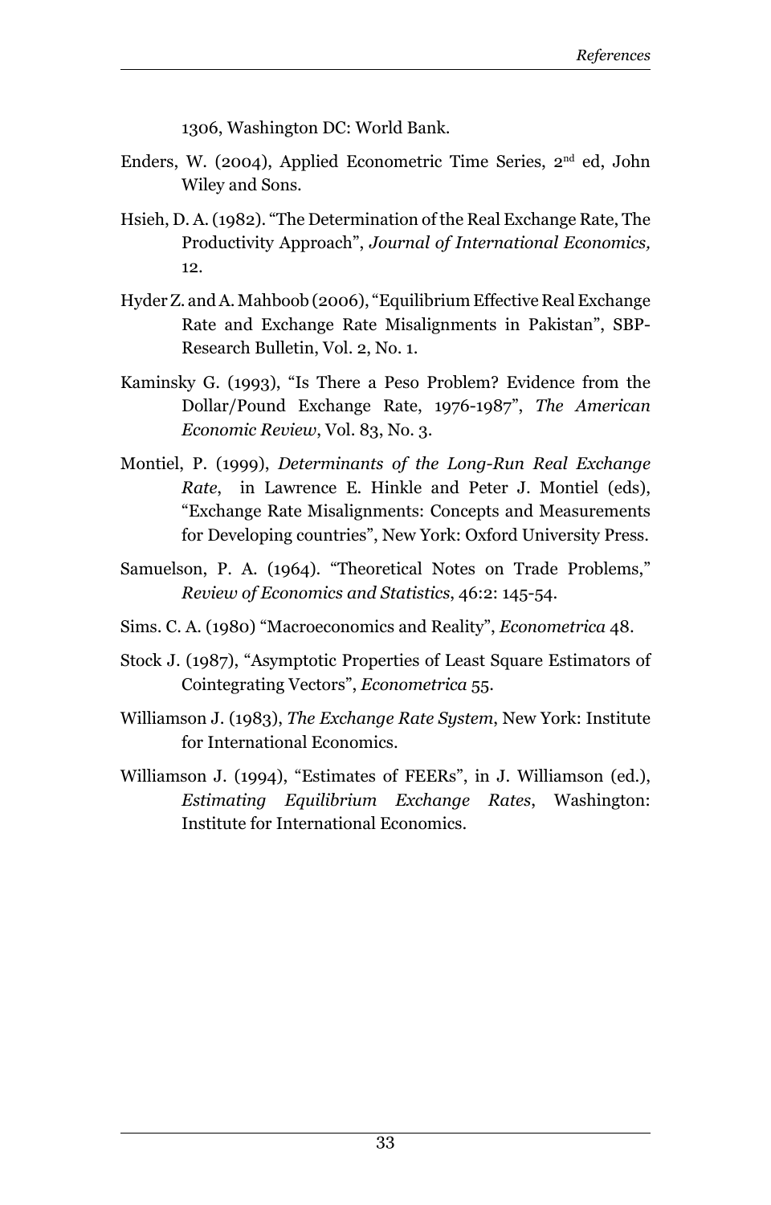1306, Washington DC: World Bank.

Enders, W. (2004), Applied Econometric Time Series, 2nd ed, John Wiley and Sons.

Hsieh, D. A. (1982). "The Determination of the Real Exchange Rate, The Productivity Approach", *Journal of International Economics,* 12.

Hyder Z. and A. Mahboob (2006), "Equilibrium Effective Real Exchange Rate and Exchange Rate Misalignments in Pakistan", SBP-Research Bulletin, Vol. 2, No. 1.

Kaminsky G. (1993), "Is There a Peso Problem? Evidence from the Dollar/Pound Exchange Rate, 1976-1987", *The American Economic Review*, Vol. 83, No. 3.

Montiel, P. (1999), *Determinants of the Long-Run Real Exchange Rate*, in Lawrence E. Hinkle and Peter J. Montiel (eds), "Exchange Rate Misalignments: Concepts and Measurements for Developing countries", New York: Oxford University Press.

Samuelson, P. A. (1964). "Theoretical Notes on Trade Problems," *Review of Economics and Statistics*, 46:2: 145-54.

Sims. C. A. (1980) "Macroeconomics and Reality", *Econometrica* 48.

Stock J. (1987), "Asymptotic Properties of Least Square Estimators of Cointegrating Vectors", *Econometrica* 55.

Williamson J. (1983), *The Exchange Rate System*, New York: Institute for International Economics.

Williamson J. (1994), "Estimates of FEERs", in J. Williamson (ed.), *Estimating Equilibrium Exchange Rates*, Washington: Institute for International Economics.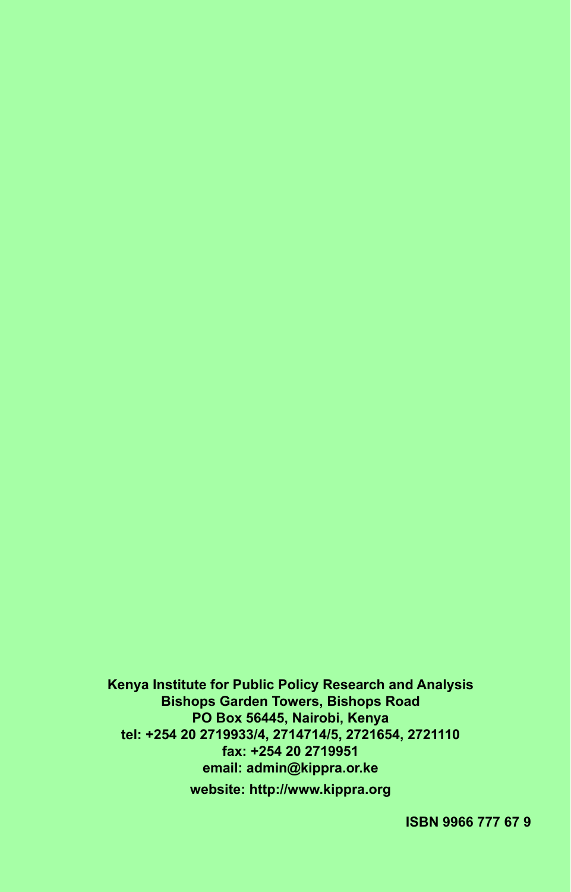**Kenya Institute for Public Policy Research and Analysis**
**Bishops Garden Towers, Bishops Road**
**PO Box 56445, Nairobi, Kenya**
**tel: +254 20 2719933/4, 2714714/5, 2721654, 2721110**
**fax: +254 20 2719951**
**email: admin@kippra.or.ke**
**website: http://www.kippra.org**

**ISBN 9966 777 67 9**